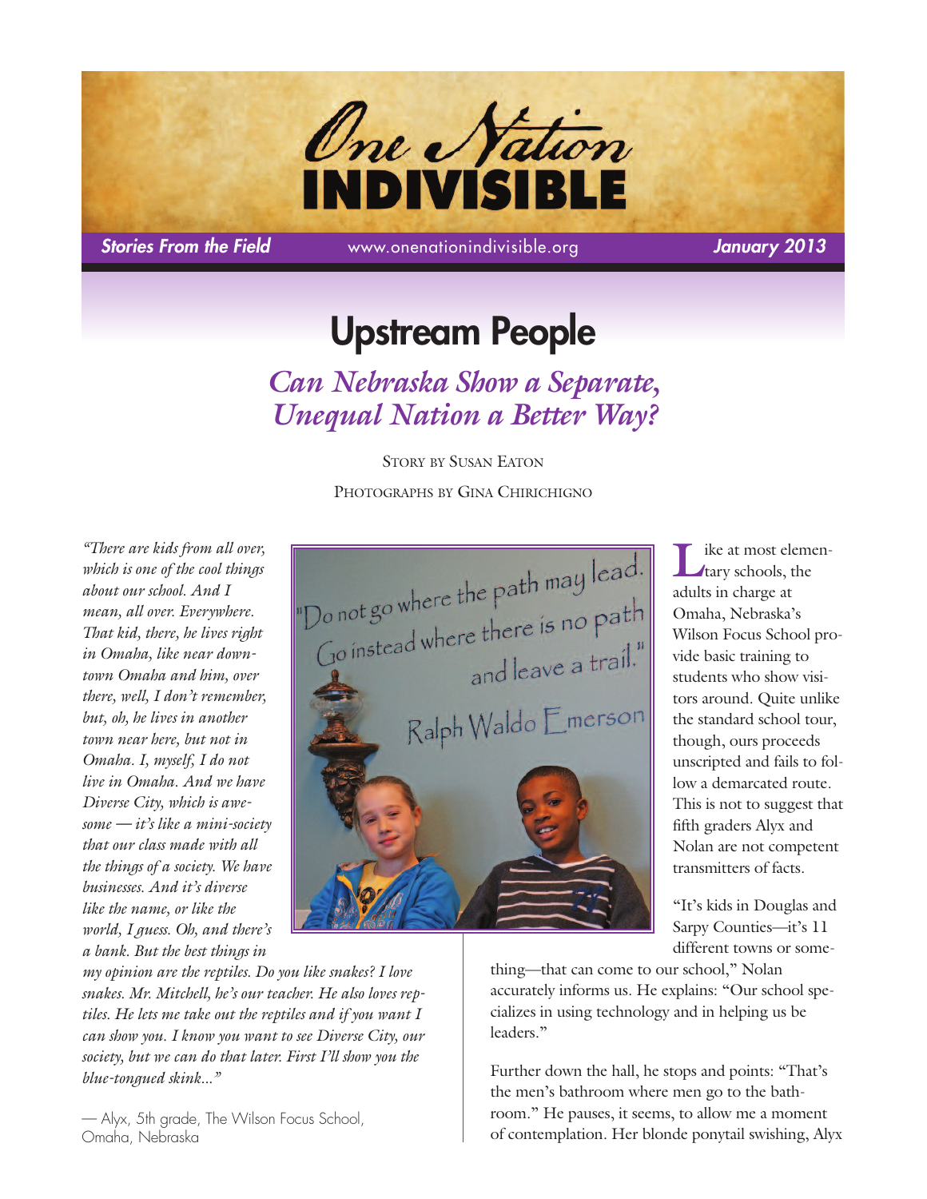# One Nation INDIVISIBLE

*Stories From the Field* www.onenationindivisible.org *January 2013*

## Upstream People

### *Can Nebraska Show a Separate, Unequal Nation a Better Way?*

Story by Susan Eaton

Photographs by Gina Chirichigno

*"There are kids from all over, which is one of the cool things about our school. And I mean, all over. Everywhere. That kid, there, he lives right in Omaha, like near downtown Omaha and him, over there, well, I don't remember, but, oh, he lives in another town near here, but not in Omaha. I, myself, I do not live in Omaha. And we have Diverse City, which is awesome — it's like a mini-society that our class made with all the things of a society. We have businesses. And it's diverse like the name, or like the world, I guess. Oh, and there's a bank. But the best things in my opinion are the reptiles. Do you like snakes? I love snakes. Mr. Mitchell, he's our teacher. He also loves reptiles. He lets me take out the reptiles and if you want I can show you. I know you want to see Diverse City, our society, but we can do that later. First I'll show you the blue-tongued skink..."*

— Alyx, 5th grade, The Wilson Focus School, Omaha, Nebraska

"Do not go where the path may lead. Go instead where there is no path and leave a trail." Ralph Waldo Emerson

Like at most elementary schools, the adults in charge at Omaha, Nebraska's Wilson Focus School provide basic training to students who show visitors around. Quite unlike the standard school tour, though, ours proceeds unscripted and fails to follow a demarcated route. This is not to suggest that fifth graders Alyx and Nolan are not competent transmitters of facts.

"It's kids in Douglas and Sarpy Counties—it's 11 different towns or something—that can come to our school," Nolan accurately informs us. He explains: "Our school specializes in using technology and in helping us be leaders."

Further down the hall, he stops and points: "That's the men's bathroom where men go to the bathroom." He pauses, it seems, to allow me a moment of contemplation. Her blonde ponytail swishing, Alyx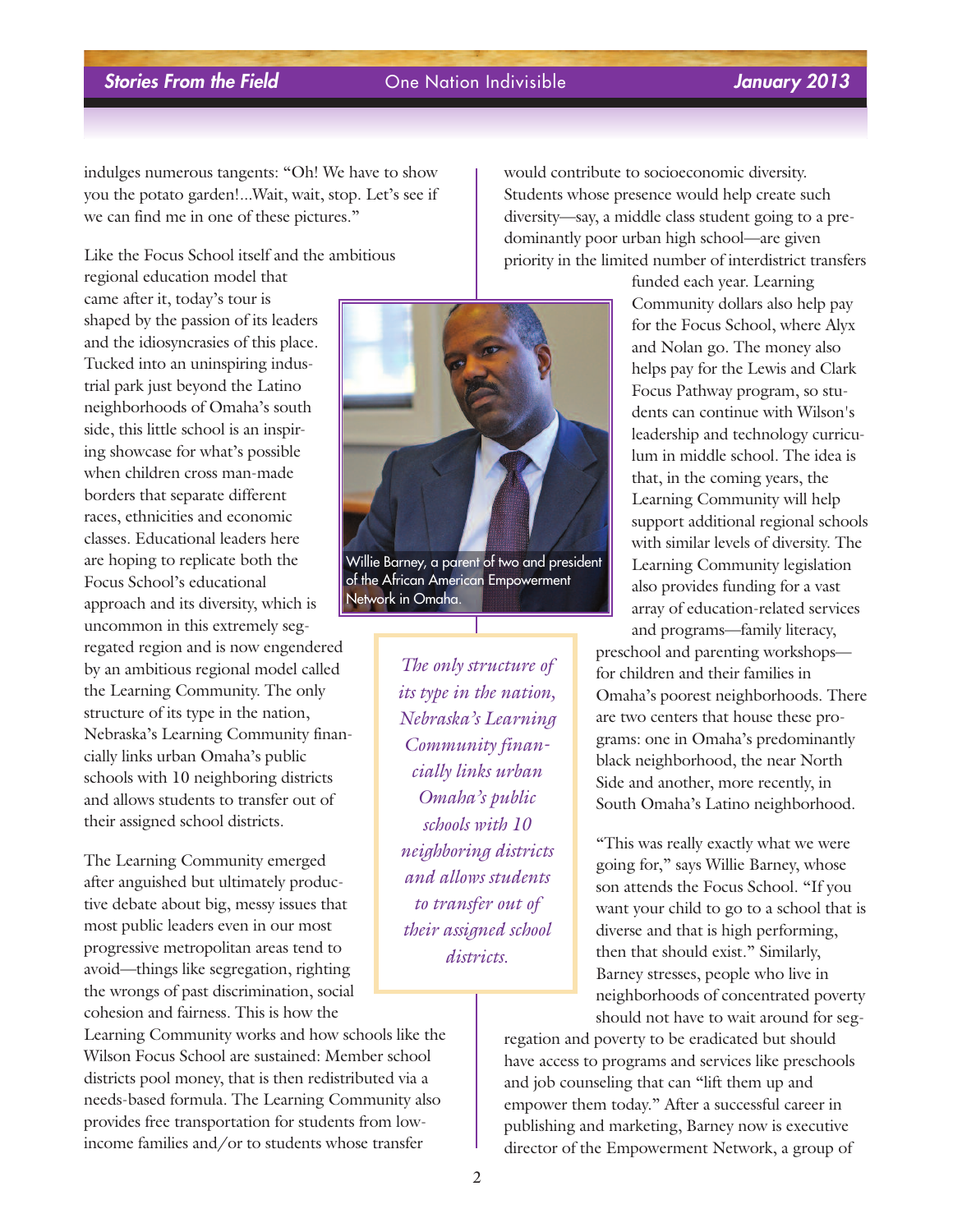indulges numerous tangents: "Oh! We have to show you the potato garden!...Wait, wait, stop. Let's see if we can find me in one of these pictures."

Like the Focus School itself and the ambitious regional education model that came after it, today's tour is shaped by the passion of its leaders and the idiosyncrasies of this place. Tucked into an uninspiring industrial park just beyond the Latino neighborhoods of Omaha's south side, this little school is an inspiring showcase for what's possible when children cross man-made borders that separate different races, ethnicities and economic classes. Educational leaders here are hoping to replicate both the Focus School's educational approach and its diversity, which is uncommon in this extremely segregated region and is now engendered by an ambitious regional model called the Learning Community. The only structure of its type in the nation, Nebraska's Learning Community financially links urban Omaha's public schools with 10 neighboring districts and allows students to transfer out of their assigned school districts.

Willie Barney, a parent of two and president of the African American Empowerment Network in Omaha.

> *The only structure of its type in the nation, Nebraska's Learning Community financially links urban Omaha's public schools with 10 neighboring districts and allows students to transfer out of their assigned school districts.*

The Learning Community emerged after anguished but ultimately productive debate about big, messy issues that most public leaders even in our most progressive metropolitan areas tend to avoid—things like segregation, righting the wrongs of past discrimination, social cohesion and fairness. This is how the Learning Community works and how schools like the Wilson Focus School are sustained: Member school districts pool money, that is then redistributed via a needs-based formula. The Learning Community also provides free transportation for students from low-income families and/or to students whose transfer would contribute to socioeconomic diversity. Students whose presence would help create such diversity—say, a middle class student going to a predominantly poor urban high school—are given priority in the limited number of interdistrict transfers funded each year. Learning Community dollars also help pay for the Focus School, where Alyx and Nolan go. The money also helps pay for the Lewis and Clark Focus Pathway program, so students can continue with Wilson's leadership and technology curriculum in middle school. The idea is that, in the coming years, the Learning Community will help support additional regional schools with similar levels of diversity. The Learning Community legislation also provides funding for a vast array of education-related services and programs—family literacy, preschool and parenting workshops—for children and their families in Omaha's poorest neighborhoods. There are two centers that house these programs: one in Omaha's predominantly black neighborhood, the near North Side and another, more recently, in South Omaha's Latino neighborhood.

"This was really exactly what we were going for," says Willie Barney, whose son attends the Focus School. "If you want your child to go to a school that is diverse and that is high performing, then that should exist." Similarly, Barney stresses, people who live in neighborhoods of concentrated poverty should not have to wait around for segregation and poverty to be eradicated but should have access to programs and services like preschools and job counseling that can "lift them up and empower them today." After a successful career in publishing and marketing, Barney now is executive director of the Empowerment Network, a group of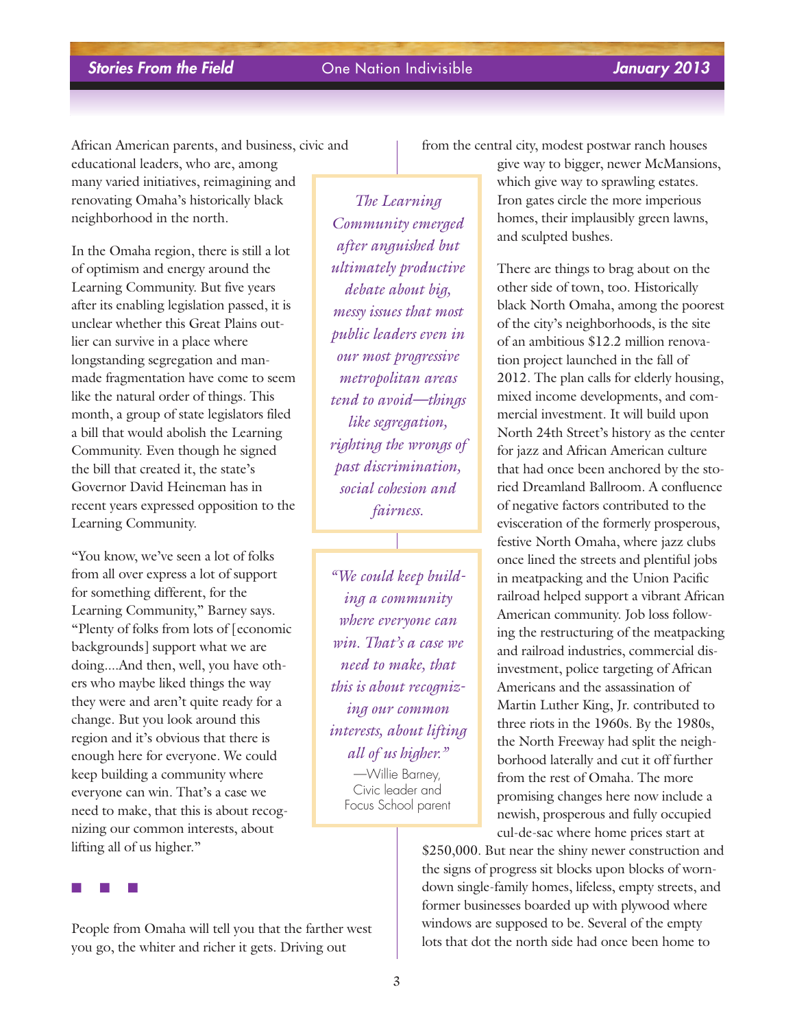African American parents, and business, civic and educational leaders, who are, among many varied initiatives, reimagining and renovating Omaha's historically black neighborhood in the north.

In the Omaha region, there is still a lot of optimism and energy around the Learning Community. But five years after its enabling legislation passed, it is unclear whether this Great Plains outlier can survive in a place where longstanding segregation and man-made fragmentation have come to seem like the natural order of things. This month, a group of state legislators filed a bill that would abolish the Learning Community. Even though he signed the bill that created it, the state's Governor David Heineman has in recent years expressed opposition to the Learning Community.

"You know, we've seen a lot of folks from all over express a lot of support for something different, for the Learning Community," Barney says. "Plenty of folks from lots of [economic backgrounds] support what we are doing....And then, well, you have others who maybe liked things the way they were and aren't quite ready for a change. But you look around this region and it's obvious that there is enough here for everyone. We could keep building a community where everyone can win. That's a case we need to make, that this is about recognizing our common interests, about lifting all of us higher."

> *The Learning Community emerged after anguished but ultimately productive debate about big, messy issues that most public leaders even in our most progressive metropolitan areas tend to avoid—things like segregation, righting the wrongs of past discrimination, social cohesion and fairness.*

> *"We could keep building a community where everyone can win. That's a case we need to make, that this is about recognizing our common interests, about lifting all of us higher."*
>
> —Willie Barney, Civic leader and Focus School parent

■ ■ ■

People from Omaha will tell you that the farther west you go, the whiter and richer it gets. Driving out from the central city, modest postwar ranch houses give way to bigger, newer McMansions, which give way to sprawling estates. Iron gates circle the more imperious homes, their implausibly green lawns, and sculpted bushes.

There are things to brag about on the other side of town, too. Historically black North Omaha, among the poorest of the city's neighborhoods, is the site of an ambitious $12.2 million renovation project launched in the fall of 2012. The plan calls for elderly housing, mixed income developments, and commercial investment. It will build upon North 24th Street's history as the center for jazz and African American culture that had once been anchored by the storied Dreamland Ballroom. A confluence of negative factors contributed to the evisceration of the formerly prosperous, festive North Omaha, where jazz clubs once lined the streets and plentiful jobs in meatpacking and the Union Pacific railroad helped support a vibrant African American community. Job loss following the restructuring of the meatpacking and railroad industries, commercial disinvestment, police targeting of African Americans and the assassination of Martin Luther King, Jr. contributed to three riots in the 1960s. By the 1980s, the North Freeway had split the neighborhood laterally and cut it off further from the rest of Omaha. The more promising changes here now include a newish, prosperous and fully occupied cul-de-sac where home prices start at $250,000. But near the shiny newer construction and the signs of progress sit blocks upon blocks of worn-down single-family homes, lifeless, empty streets, and former businesses boarded up with plywood where windows are supposed to be. Several of the empty lots that dot the north side had once been home to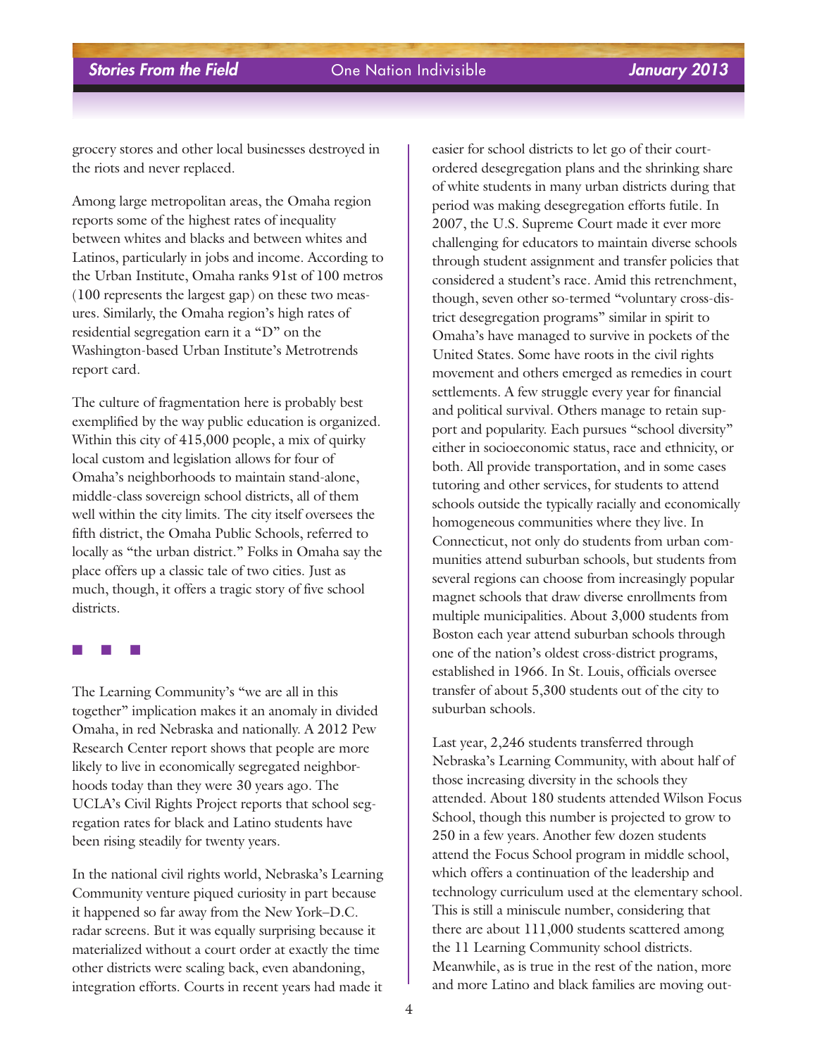grocery stores and other local businesses destroyed in the riots and never replaced.

Among large metropolitan areas, the Omaha region reports some of the highest rates of inequality between whites and blacks and between whites and Latinos, particularly in jobs and income. According to the Urban Institute, Omaha ranks 91st of 100 metros (100 represents the largest gap) on these two measures. Similarly, the Omaha region's high rates of residential segregation earn it a "D" on the Washington-based Urban Institute's Metrotrends report card.

The culture of fragmentation here is probably best exemplified by the way public education is organized. Within this city of 415,000 people, a mix of quirky local custom and legislation allows for four of Omaha's neighborhoods to maintain stand-alone, middle-class sovereign school districts, all of them well within the city limits. The city itself oversees the fifth district, the Omaha Public Schools, referred to locally as "the urban district." Folks in Omaha say the place offers up a classic tale of two cities. Just as much, though, it offers a tragic story of five school districts.

■ ■ ■

The Learning Community's "we are all in this together" implication makes it an anomaly in divided Omaha, in red Nebraska and nationally. A 2012 Pew Research Center report shows that people are more likely to live in economically segregated neighborhoods today than they were 30 years ago. The UCLA's Civil Rights Project reports that school segregation rates for black and Latino students have been rising steadily for twenty years.

In the national civil rights world, Nebraska's Learning Community venture piqued curiosity in part because it happened so far away from the New York–D.C. radar screens. But it was equally surprising because it materialized without a court order at exactly the time other districts were scaling back, even abandoning, integration efforts. Courts in recent years had made it easier for school districts to let go of their court-ordered desegregation plans and the shrinking share of white students in many urban districts during that period was making desegregation efforts futile. In 2007, the U.S. Supreme Court made it ever more challenging for educators to maintain diverse schools through student assignment and transfer policies that considered a student's race. Amid this retrenchment, though, seven other so-termed "voluntary cross-district desegregation programs" similar in spirit to Omaha's have managed to survive in pockets of the United States. Some have roots in the civil rights movement and others emerged as remedies in court settlements. A few struggle every year for financial and political survival. Others manage to retain support and popularity. Each pursues "school diversity" either in socioeconomic status, race and ethnicity, or both. All provide transportation, and in some cases tutoring and other services, for students to attend schools outside the typically racially and economically homogeneous communities where they live. In Connecticut, not only do students from urban communities attend suburban schools, but students from several regions can choose from increasingly popular magnet schools that draw diverse enrollments from multiple municipalities. About 3,000 students from Boston each year attend suburban schools through one of the nation's oldest cross-district programs, established in 1966. In St. Louis, officials oversee transfer of about 5,300 students out of the city to suburban schools.

Last year, 2,246 students transferred through Nebraska's Learning Community, with about half of those increasing diversity in the schools they attended. About 180 students attended Wilson Focus School, though this number is projected to grow to 250 in a few years. Another few dozen students attend the Focus School program in middle school, which offers a continuation of the leadership and technology curriculum used at the elementary school. This is still a miniscule number, considering that there are about 111,000 students scattered among the 11 Learning Community school districts. Meanwhile, as is true in the rest of the nation, more and more Latino and black families are moving out-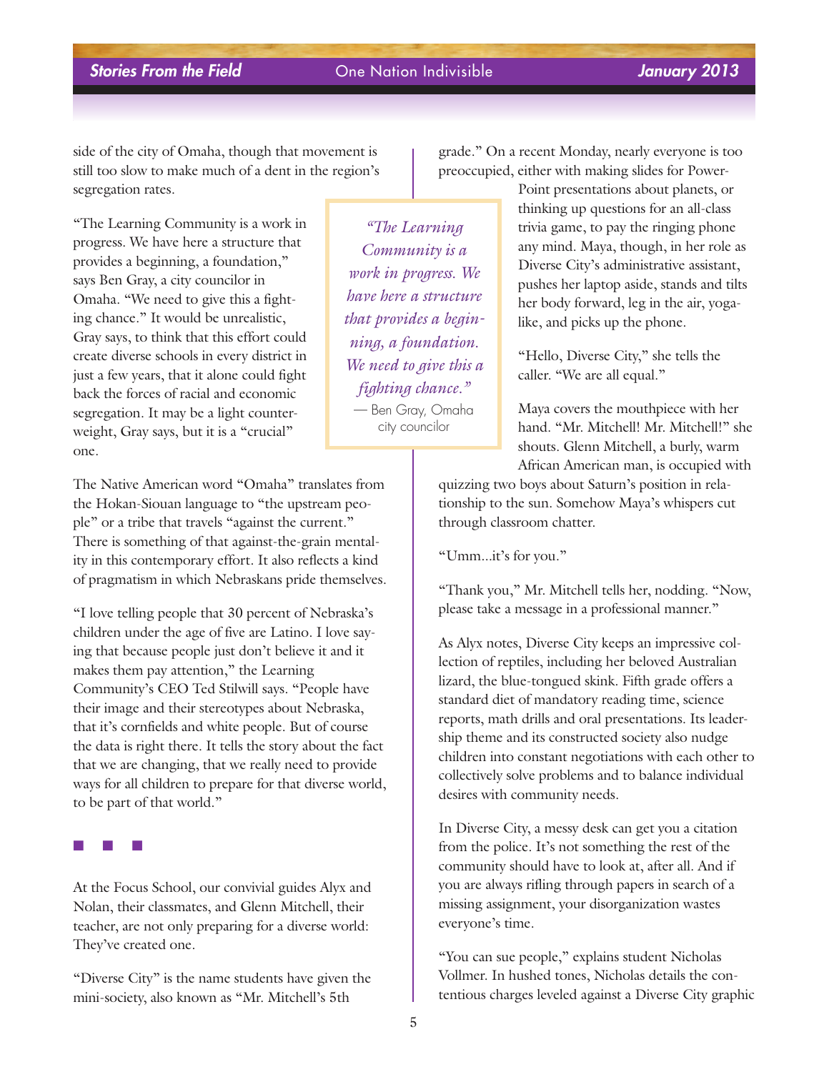side of the city of Omaha, though that movement is still too slow to make much of a dent in the region's segregation rates.

"The Learning Community is a work in progress. We have here a structure that provides a beginning, a foundation," says Ben Gray, a city councilor in Omaha. "We need to give this a fighting chance." It would be unrealistic, Gray says, to think that this effort could create diverse schools in every district in just a few years, that it alone could fight back the forces of racial and economic segregation. It may be a light counterweight, Gray says, but it is a "crucial" one.

> *"The Learning Community is a work in progress. We have here a structure that provides a beginning, a foundation. We need to give this a fighting chance."*
> — Ben Gray, Omaha city councilor

The Native American word "Omaha" translates from the Hokan-Siouan language to "the upstream people" or a tribe that travels "against the current." There is something of that against-the-grain mentality in this contemporary effort. It also reflects a kind of pragmatism in which Nebraskans pride themselves.

"I love telling people that 30 percent of Nebraska's children under the age of five are Latino. I love saying that because people just don't believe it and it makes them pay attention," the Learning Community's CEO Ted Stilwill says. "People have their image and their stereotypes about Nebraska, that it's cornfields and white people. But of course the data is right there. It tells the story about the fact that we are changing, that we really need to provide ways for all children to prepare for that diverse world, to be part of that world."

■ ■ ■

At the Focus School, our convivial guides Alyx and Nolan, their classmates, and Glenn Mitchell, their teacher, are not only preparing for a diverse world: They've created one.

"Diverse City" is the name students have given the mini-society, also known as "Mr. Mitchell's 5th grade." On a recent Monday, nearly everyone is too preoccupied, either with making slides for PowerPoint presentations about planets, or thinking up questions for an all-class trivia game, to pay the ringing phone any mind. Maya, though, in her role as Diverse City's administrative assistant, pushes her laptop aside, stands and tilts her body forward, leg in the air, yoga-like, and picks up the phone.

"Hello, Diverse City," she tells the caller. "We are all equal."

Maya covers the mouthpiece with her hand. "Mr. Mitchell! Mr. Mitchell!" she shouts. Glenn Mitchell, a burly, warm African American man, is occupied with quizzing two boys about Saturn's position in relationship to the sun. Somehow Maya's whispers cut through classroom chatter.

"Umm...it's for you."

"Thank you," Mr. Mitchell tells her, nodding. "Now, please take a message in a professional manner."

As Alyx notes, Diverse City keeps an impressive collection of reptiles, including her beloved Australian lizard, the blue-tongued skink. Fifth grade offers a standard diet of mandatory reading time, science reports, math drills and oral presentations. Its leadership theme and its constructed society also nudge children into constant negotiations with each other to collectively solve problems and to balance individual desires with community needs.

In Diverse City, a messy desk can get you a citation from the police. It's not something the rest of the community should have to look at, after all. And if you are always rifling through papers in search of a missing assignment, your disorganization wastes everyone's time.

"You can sue people," explains student Nicholas Vollmer. In hushed tones, Nicholas details the contentious charges leveled against a Diverse City graphic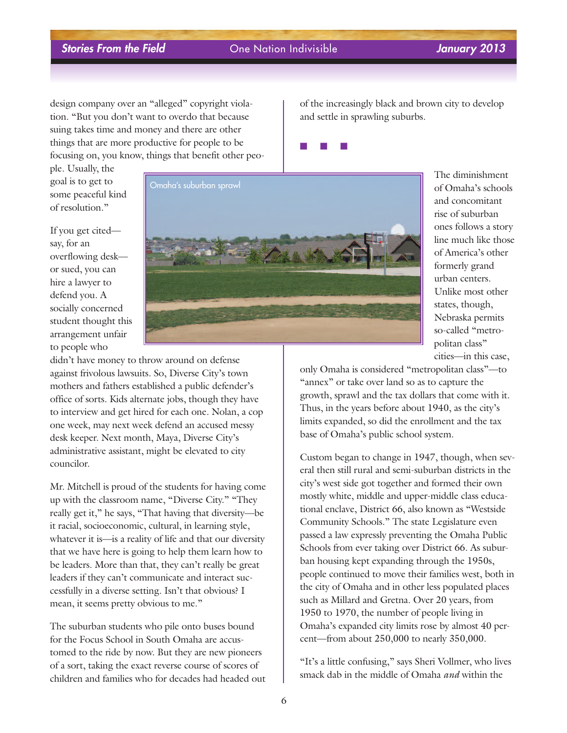design company over an "alleged" copyright violation. "But you don't want to overdo that because suing takes time and money and there are other things that are more productive for people to be focusing on, you know, things that benefit other people. Usually, the goal is to get to some peaceful kind of resolution."

If you get cited—say, for an overflowing desk—or sued, you can hire a lawyer to defend you. A socially concerned student thought this arrangement unfair to people who didn't have money to throw around on defense against frivolous lawsuits. So, Diverse City's town mothers and fathers established a public defender's office of sorts. Kids alternate jobs, though they have to interview and get hired for each one. Nolan, a cop one week, may next week defend an accused messy desk keeper. Next month, Maya, Diverse City's administrative assistant, might be elevated to city councilor.

Mr. Mitchell is proud of the students for having come up with the classroom name, "Diverse City." "They really get it," he says, "That having that diversity—be it racial, socioeconomic, cultural, in learning style, whatever it is—is a reality of life and that our diversity that we have here is going to help them learn how to be leaders. More than that, they can't really be great leaders if they can't communicate and interact successfully in a diverse setting. Isn't that obvious? I mean, it seems pretty obvious to me."

The suburban students who pile onto buses bound for the Focus School in South Omaha are accustomed to the ride by now. But they are new pioneers of a sort, taking the exact reverse course of scores of children and families who for decades had headed out of the increasingly black and brown city to develop and settle in sprawling suburbs.

■ ■ ■

Omaha's suburban sprawl

The diminishment of Omaha's schools and concomitant rise of suburban ones follows a story line much like those of America's other formerly grand urban centers. Unlike most other states, though, Nebraska permits so-called "metropolitan class" cities—in this case, only Omaha is considered "metropolitan class"—to "annex" or take over land so as to capture the growth, sprawl and the tax dollars that come with it. Thus, in the years before about 1940, as the city's limits expanded, so did the enrollment and the tax base of Omaha's public school system.

Custom began to change in 1947, though, when several then still rural and semi-suburban districts in the city's west side got together and formed their own mostly white, middle and upper-middle class educational enclave, District 66, also known as "Westside Community Schools." The state Legislature even passed a law expressly preventing the Omaha Public Schools from ever taking over District 66. As suburban housing kept expanding through the 1950s, people continued to move their families west, both in the city of Omaha and in other less populated places such as Millard and Gretna. Over 20 years, from 1950 to 1970, the number of people living in Omaha's expanded city limits rose by almost 40 percent—from about 250,000 to nearly 350,000.

"It's a little confusing," says Sheri Vollmer, who lives smack dab in the middle of Omaha *and* within the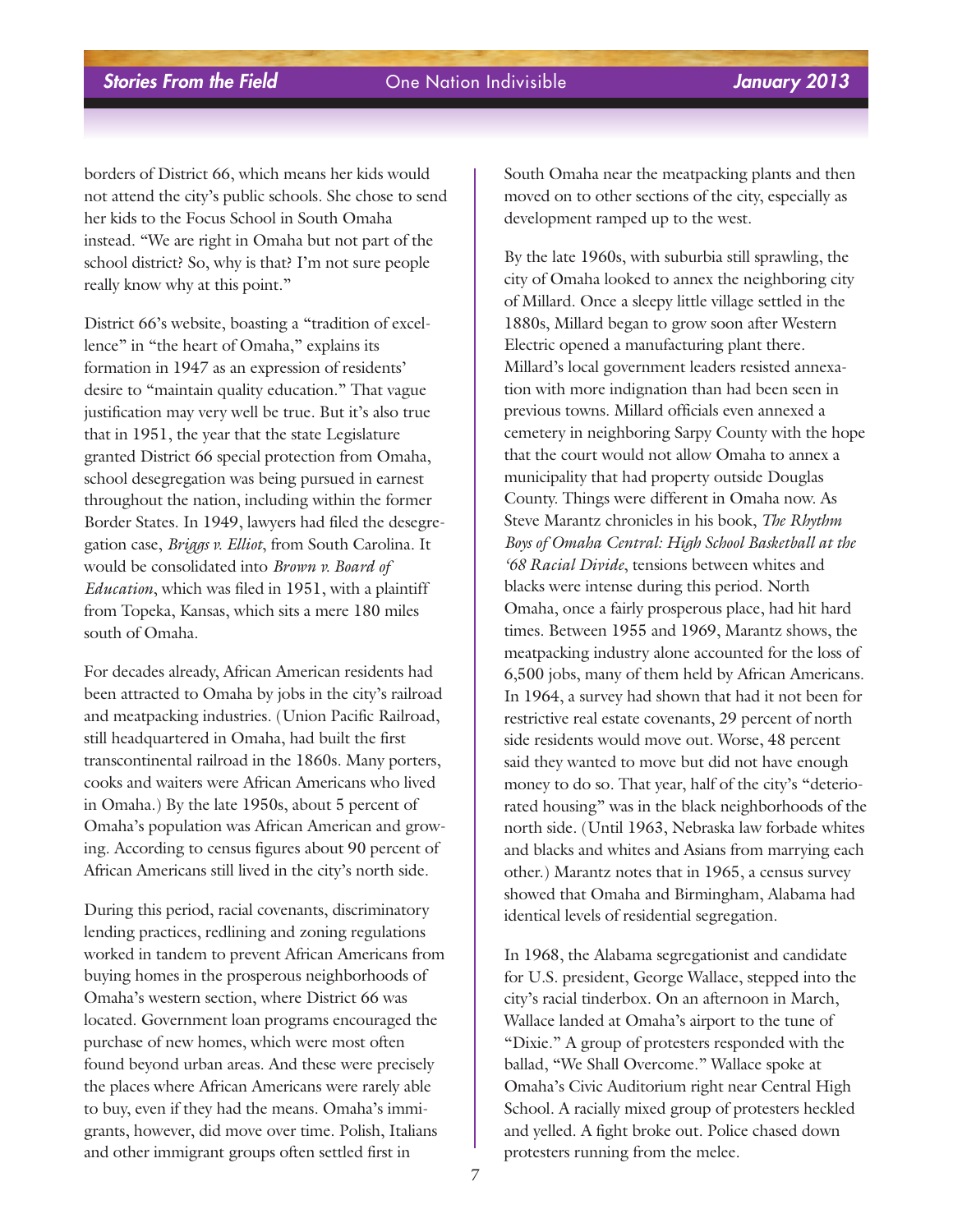borders of District 66, which means her kids would not attend the city's public schools. She chose to send her kids to the Focus School in South Omaha instead. "We are right in Omaha but not part of the school district? So, why is that? I'm not sure people really know why at this point."

District 66's website, boasting a "tradition of excellence" in "the heart of Omaha," explains its formation in 1947 as an expression of residents' desire to "maintain quality education." That vague justification may very well be true. But it's also true that in 1951, the year that the state Legislature granted District 66 special protection from Omaha, school desegregation was being pursued in earnest throughout the nation, including within the former Border States. In 1949, lawyers had filed the desegregation case, *Briggs v. Elliot*, from South Carolina. It would be consolidated into *Brown v. Board of Education*, which was filed in 1951, with a plaintiff from Topeka, Kansas, which sits a mere 180 miles south of Omaha.

For decades already, African American residents had been attracted to Omaha by jobs in the city's railroad and meatpacking industries. (Union Pacific Railroad, still headquartered in Omaha, had built the first transcontinental railroad in the 1860s. Many porters, cooks and waiters were African Americans who lived in Omaha.) By the late 1950s, about 5 percent of Omaha's population was African American and growing. According to census figures about 90 percent of African Americans still lived in the city's north side.

During this period, racial covenants, discriminatory lending practices, redlining and zoning regulations worked in tandem to prevent African Americans from buying homes in the prosperous neighborhoods of Omaha's western section, where District 66 was located. Government loan programs encouraged the purchase of new homes, which were most often found beyond urban areas. And these were precisely the places where African Americans were rarely able to buy, even if they had the means. Omaha's immigrants, however, did move over time. Polish, Italians and other immigrant groups often settled first in South Omaha near the meatpacking plants and then moved on to other sections of the city, especially as development ramped up to the west.

By the late 1960s, with suburbia still sprawling, the city of Omaha looked to annex the neighboring city of Millard. Once a sleepy little village settled in the 1880s, Millard began to grow soon after Western Electric opened a manufacturing plant there. Millard's local government leaders resisted annexation with more indignation than had been seen in previous towns. Millard officials even annexed a cemetery in neighboring Sarpy County with the hope that the court would not allow Omaha to annex a municipality that had property outside Douglas County. Things were different in Omaha now. As Steve Marantz chronicles in his book, *The Rhythm Boys of Omaha Central: High School Basketball at the '68 Racial Divide*, tensions between whites and blacks were intense during this period. North Omaha, once a fairly prosperous place, had hit hard times. Between 1955 and 1969, Marantz shows, the meatpacking industry alone accounted for the loss of 6,500 jobs, many of them held by African Americans. In 1964, a survey had shown that had it not been for restrictive real estate covenants, 29 percent of north side residents would move out. Worse, 48 percent said they wanted to move but did not have enough money to do so. That year, half of the city's "deteriorated housing" was in the black neighborhoods of the north side. (Until 1963, Nebraska law forbade whites and blacks and whites and Asians from marrying each other.) Marantz notes that in 1965, a census survey showed that Omaha and Birmingham, Alabama had identical levels of residential segregation.

In 1968, the Alabama segregationist and candidate for U.S. president, George Wallace, stepped into the city's racial tinderbox. On an afternoon in March, Wallace landed at Omaha's airport to the tune of "Dixie." A group of protesters responded with the ballad, "We Shall Overcome." Wallace spoke at Omaha's Civic Auditorium right near Central High School. A racially mixed group of protesters heckled and yelled. A fight broke out. Police chased down protesters running from the melee.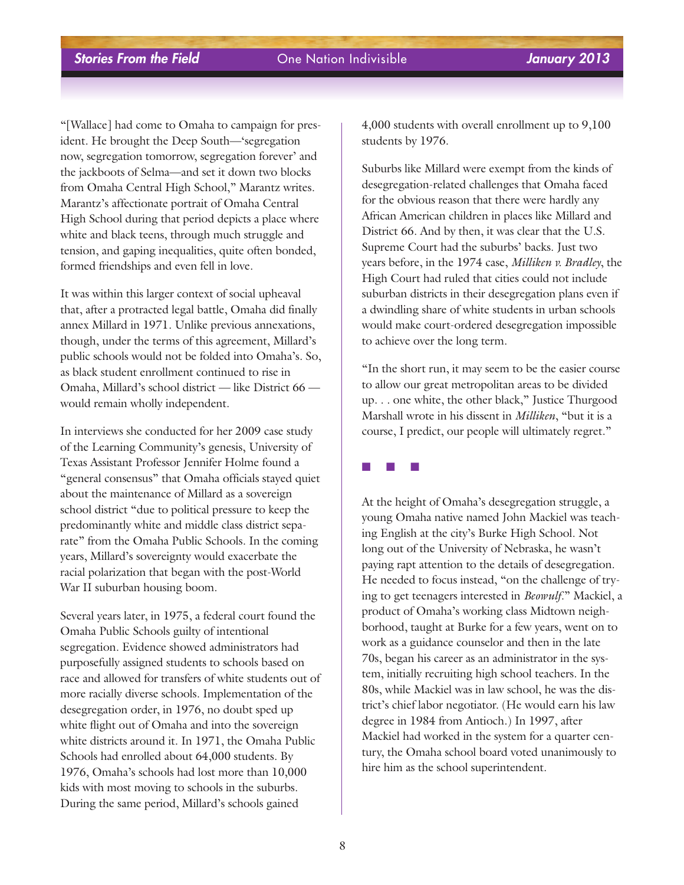"[Wallace] had come to Omaha to campaign for president. He brought the Deep South—'segregation now, segregation tomorrow, segregation forever' and the jackboots of Selma—and set it down two blocks from Omaha Central High School," Marantz writes. Marantz's affectionate portrait of Omaha Central High School during that period depicts a place where white and black teens, through much struggle and tension, and gaping inequalities, quite often bonded, formed friendships and even fell in love.

It was within this larger context of social upheaval that, after a protracted legal battle, Omaha did finally annex Millard in 1971. Unlike previous annexations, though, under the terms of this agreement, Millard's public schools would not be folded into Omaha's. So, as black student enrollment continued to rise in Omaha, Millard's school district — like District 66 — would remain wholly independent.

In interviews she conducted for her 2009 case study of the Learning Community's genesis, University of Texas Assistant Professor Jennifer Holme found a "general consensus" that Omaha officials stayed quiet about the maintenance of Millard as a sovereign school district "due to political pressure to keep the predominantly white and middle class district separate" from the Omaha Public Schools. In the coming years, Millard's sovereignty would exacerbate the racial polarization that began with the post-World War II suburban housing boom.

Several years later, in 1975, a federal court found the Omaha Public Schools guilty of intentional segregation. Evidence showed administrators had purposefully assigned students to schools based on race and allowed for transfers of white students out of more racially diverse schools. Implementation of the desegregation order, in 1976, no doubt sped up white flight out of Omaha and into the sovereign white districts around it. In 1971, the Omaha Public Schools had enrolled about 64,000 students. By 1976, Omaha's schools had lost more than 10,000 kids with most moving to schools in the suburbs. During the same period, Millard's schools gained 4,000 students with overall enrollment up to 9,100 students by 1976.

Suburbs like Millard were exempt from the kinds of desegregation-related challenges that Omaha faced for the obvious reason that there were hardly any African American children in places like Millard and District 66. And by then, it was clear that the U.S. Supreme Court had the suburbs' backs. Just two years before, in the 1974 case, *Milliken v. Bradley*, the High Court had ruled that cities could not include suburban districts in their desegregation plans even if a dwindling share of white students in urban schools would make court-ordered desegregation impossible to achieve over the long term.

"In the short run, it may seem to be the easier course to allow our great metropolitan areas to be divided up. . . one white, the other black," Justice Thurgood Marshall wrote in his dissent in *Milliken*, "but it is a course, I predict, our people will ultimately regret."

■ ■ ■

At the height of Omaha's desegregation struggle, a young Omaha native named John Mackiel was teaching English at the city's Burke High School. Not long out of the University of Nebraska, he wasn't paying rapt attention to the details of desegregation. He needed to focus instead, "on the challenge of trying to get teenagers interested in *Beowulf*." Mackiel, a product of Omaha's working class Midtown neighborhood, taught at Burke for a few years, went on to work as a guidance counselor and then in the late 70s, began his career as an administrator in the system, initially recruiting high school teachers. In the 80s, while Mackiel was in law school, he was the district's chief labor negotiator. (He would earn his law degree in 1984 from Antioch.) In 1997, after Mackiel had worked in the system for a quarter century, the Omaha school board voted unanimously to hire him as the school superintendent.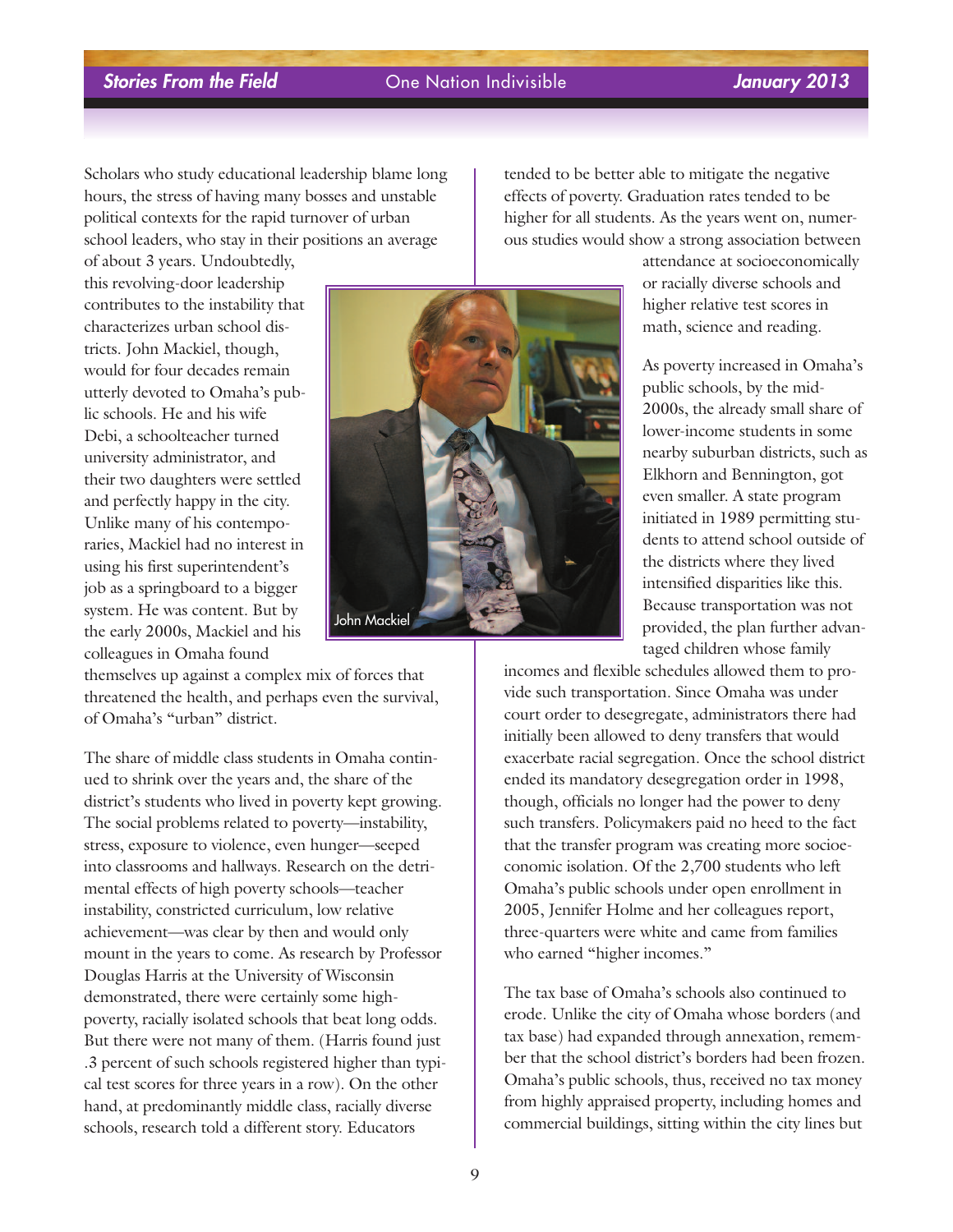Scholars who study educational leadership blame long hours, the stress of having many bosses and unstable political contexts for the rapid turnover of urban school leaders, who stay in their positions an average of about 3 years. Undoubtedly, this revolving-door leadership contributes to the instability that characterizes urban school districts. John Mackiel, though, would for four decades remain utterly devoted to Omaha's public schools. He and his wife Debi, a schoolteacher turned university administrator, and their two daughters were settled and perfectly happy in the city. Unlike many of his contemporaries, Mackiel had no interest in using his first superintendent's job as a springboard to a bigger system. He was content. But by the early 2000s, Mackiel and his colleagues in Omaha found themselves up against a complex mix of forces that threatened the health, and perhaps even the survival, of Omaha's "urban" district.

John Mackiel

The share of middle class students in Omaha continued to shrink over the years and, the share of the district's students who lived in poverty kept growing. The social problems related to poverty—instability, stress, exposure to violence, even hunger—seeped into classrooms and hallways. Research on the detrimental effects of high poverty schools—teacher instability, constricted curriculum, low relative achievement—was clear by then and would only mount in the years to come. As research by Professor Douglas Harris at the University of Wisconsin demonstrated, there were certainly some high-poverty, racially isolated schools that beat long odds. But there were not many of them. (Harris found just .3 percent of such schools registered higher than typical test scores for three years in a row). On the other hand, at predominantly middle class, racially diverse schools, research told a different story. Educators tended to be better able to mitigate the negative effects of poverty. Graduation rates tended to be higher for all students. As the years went on, numerous studies would show a strong association between attendance at socioeconomically or racially diverse schools and higher relative test scores in math, science and reading.

As poverty increased in Omaha's public schools, by the mid-2000s, the already small share of lower-income students in some nearby suburban districts, such as Elkhorn and Bennington, got even smaller. A state program initiated in 1989 permitting students to attend school outside of the districts where they lived intensified disparities like this. Because transportation was not provided, the plan further advantaged children whose family incomes and flexible schedules allowed them to provide such transportation. Since Omaha was under court order to desegregate, administrators there had initially been allowed to deny transfers that would exacerbate racial segregation. Once the school district ended its mandatory desegregation order in 1998, though, officials no longer had the power to deny such transfers. Policymakers paid no heed to the fact that the transfer program was creating more socioeconomic isolation. Of the 2,700 students who left Omaha's public schools under open enrollment in 2005, Jennifer Holme and her colleagues report, three-quarters were white and came from families who earned "higher incomes."

The tax base of Omaha's schools also continued to erode. Unlike the city of Omaha whose borders (and tax base) had expanded through annexation, remember that the school district's borders had been frozen. Omaha's public schools, thus, received no tax money from highly appraised property, including homes and commercial buildings, sitting within the city lines but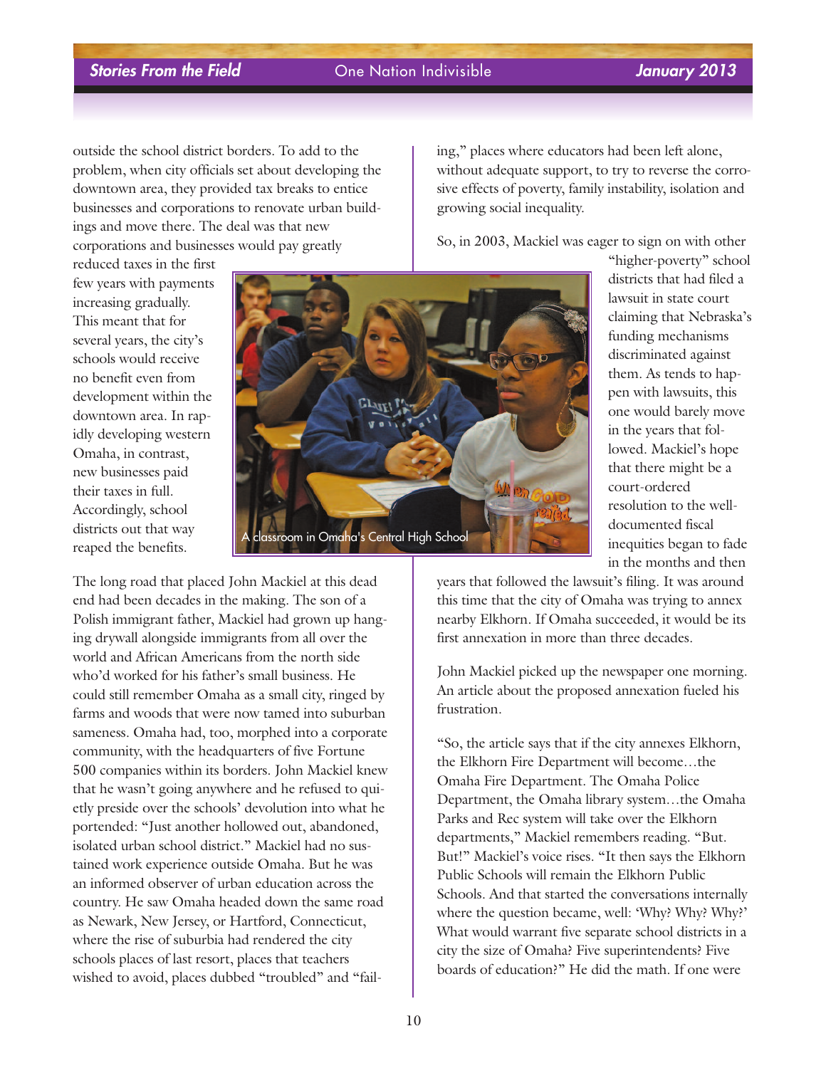outside the school district borders. To add to the problem, when city officials set about developing the downtown area, they provided tax breaks to entice businesses and corporations to renovate urban buildings and move there. The deal was that new corporations and businesses would pay greatly reduced taxes in the first few years with payments increasing gradually. This meant that for several years, the city's schools would receive no benefit even from development within the downtown area. In rapidly developing western Omaha, in contrast, new businesses paid their taxes in full. Accordingly, school districts out that way reaped the benefits.

A classroom in Omaha's Central High School

The long road that placed John Mackiel at this dead end had been decades in the making. The son of a Polish immigrant father, Mackiel had grown up hanging drywall alongside immigrants from all over the world and African Americans from the north side who'd worked for his father's small business. He could still remember Omaha as a small city, ringed by farms and woods that were now tamed into suburban sameness. Omaha had, too, morphed into a corporate community, with the headquarters of five Fortune 500 companies within its borders. John Mackiel knew that he wasn't going anywhere and he refused to quietly preside over the schools' devolution into what he portended: "Just another hollowed out, abandoned, isolated urban school district." Mackiel had no sustained work experience outside Omaha. But he was an informed observer of urban education across the country. He saw Omaha headed down the same road as Newark, New Jersey, or Hartford, Connecticut, where the rise of suburbia had rendered the city schools places of last resort, places that teachers wished to avoid, places dubbed "troubled" and "failing," places where educators had been left alone, without adequate support, to try to reverse the corrosive effects of poverty, family instability, isolation and growing social inequality.

So, in 2003, Mackiel was eager to sign on with other "higher-poverty" school districts that had filed a lawsuit in state court claiming that Nebraska's funding mechanisms discriminated against them. As tends to happen with lawsuits, this one would barely move in the years that followed. Mackiel's hope that there might be a court-ordered resolution to the well-documented fiscal inequities began to fade in the months and then years that followed the lawsuit's filing. It was around this time that the city of Omaha was trying to annex nearby Elkhorn. If Omaha succeeded, it would be its first annexation in more than three decades.

John Mackiel picked up the newspaper one morning. An article about the proposed annexation fueled his frustration.

"So, the article says that if the city annexes Elkhorn, the Elkhorn Fire Department will become…the Omaha Fire Department. The Omaha Police Department, the Omaha library system…the Omaha Parks and Rec system will take over the Elkhorn departments," Mackiel remembers reading. "But. But!" Mackiel's voice rises. "It then says the Elkhorn Public Schools will remain the Elkhorn Public Schools. And that started the conversations internally where the question became, well: 'Why? Why? Why?' What would warrant five separate school districts in a city the size of Omaha? Five superintendents? Five boards of education?" He did the math. If one were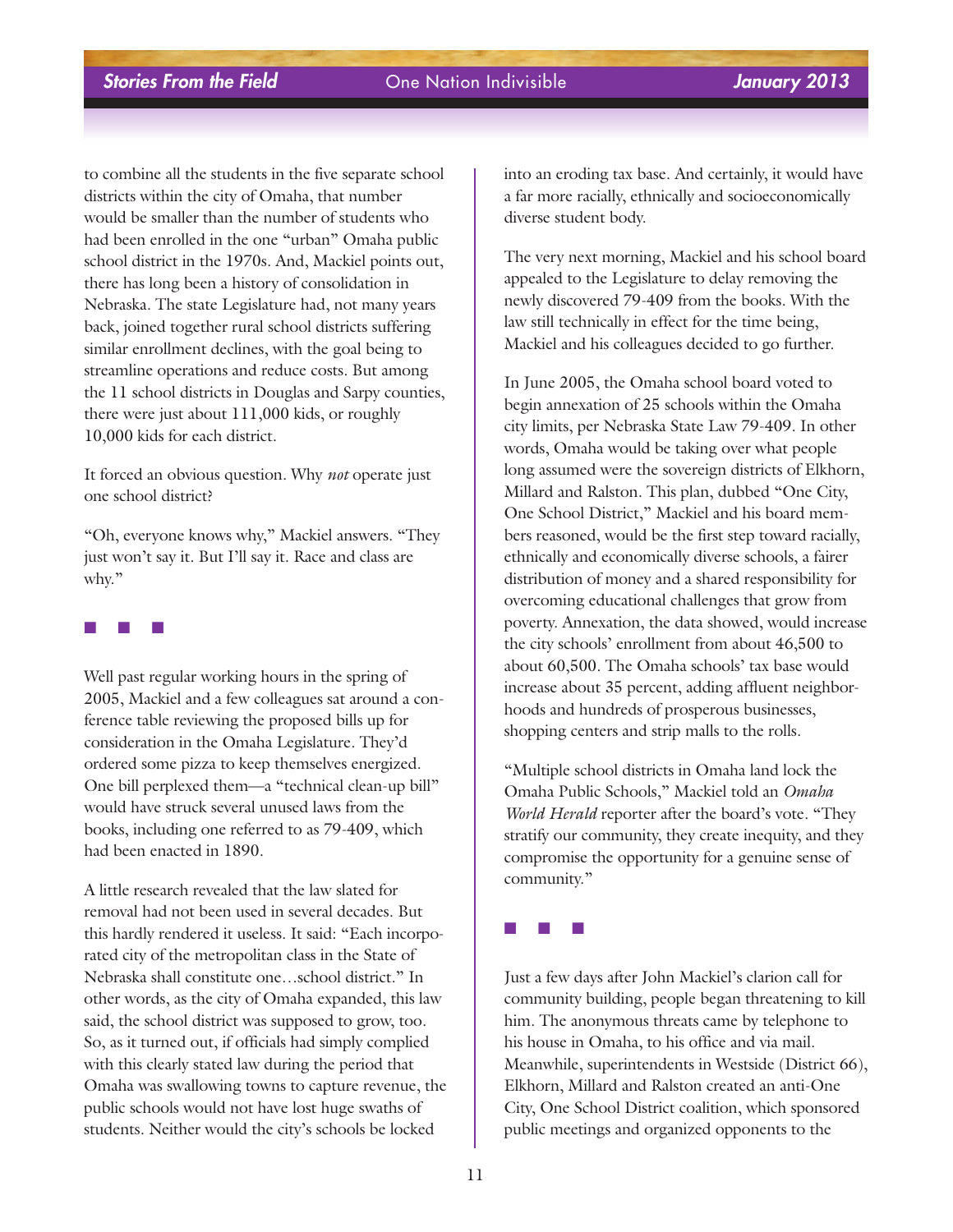to combine all the students in the five separate school districts within the city of Omaha, that number would be smaller than the number of students who had been enrolled in the one "urban" Omaha public school district in the 1970s. And, Mackiel points out, there has long been a history of consolidation in Nebraska. The state Legislature had, not many years back, joined together rural school districts suffering similar enrollment declines, with the goal being to streamline operations and reduce costs. But among the 11 school districts in Douglas and Sarpy counties, there were just about 111,000 kids, or roughly 10,000 kids for each district.

It forced an obvious question. Why *not* operate just one school district?

"Oh, everyone knows why," Mackiel answers. "They just won't say it. But I'll say it. Race and class are why."

■ ■ ■

Well past regular working hours in the spring of 2005, Mackiel and a few colleagues sat around a conference table reviewing the proposed bills up for consideration in the Omaha Legislature. They'd ordered some pizza to keep themselves energized. One bill perplexed them—a "technical clean-up bill" would have struck several unused laws from the books, including one referred to as 79-409, which had been enacted in 1890.

A little research revealed that the law slated for removal had not been used in several decades. But this hardly rendered it useless. It said: "Each incorporated city of the metropolitan class in the State of Nebraska shall constitute one…school district." In other words, as the city of Omaha expanded, this law said, the school district was supposed to grow, too. So, as it turned out, if officials had simply complied with this clearly stated law during the period that Omaha was swallowing towns to capture revenue, the public schools would not have lost huge swaths of students. Neither would the city's schools be locked into an eroding tax base. And certainly, it would have a far more racially, ethnically and socioeconomically diverse student body.

The very next morning, Mackiel and his school board appealed to the Legislature to delay removing the newly discovered 79-409 from the books. With the law still technically in effect for the time being, Mackiel and his colleagues decided to go further.

In June 2005, the Omaha school board voted to begin annexation of 25 schools within the Omaha city limits, per Nebraska State Law 79-409. In other words, Omaha would be taking over what people long assumed were the sovereign districts of Elkhorn, Millard and Ralston. This plan, dubbed "One City, One School District," Mackiel and his board members reasoned, would be the first step toward racially, ethnically and economically diverse schools, a fairer distribution of money and a shared responsibility for overcoming educational challenges that grow from poverty. Annexation, the data showed, would increase the city schools' enrollment from about 46,500 to about 60,500. The Omaha schools' tax base would increase about 35 percent, adding affluent neighborhoods and hundreds of prosperous businesses, shopping centers and strip malls to the rolls.

"Multiple school districts in Omaha land lock the Omaha Public Schools," Mackiel told an *Omaha World Herald* reporter after the board's vote. "They stratify our community, they create inequity, and they compromise the opportunity for a genuine sense of community."

■ ■ ■

Just a few days after John Mackiel's clarion call for community building, people began threatening to kill him. The anonymous threats came by telephone to his house in Omaha, to his office and via mail. Meanwhile, superintendents in Westside (District 66), Elkhorn, Millard and Ralston created an anti-One City, One School District coalition, which sponsored public meetings and organized opponents to the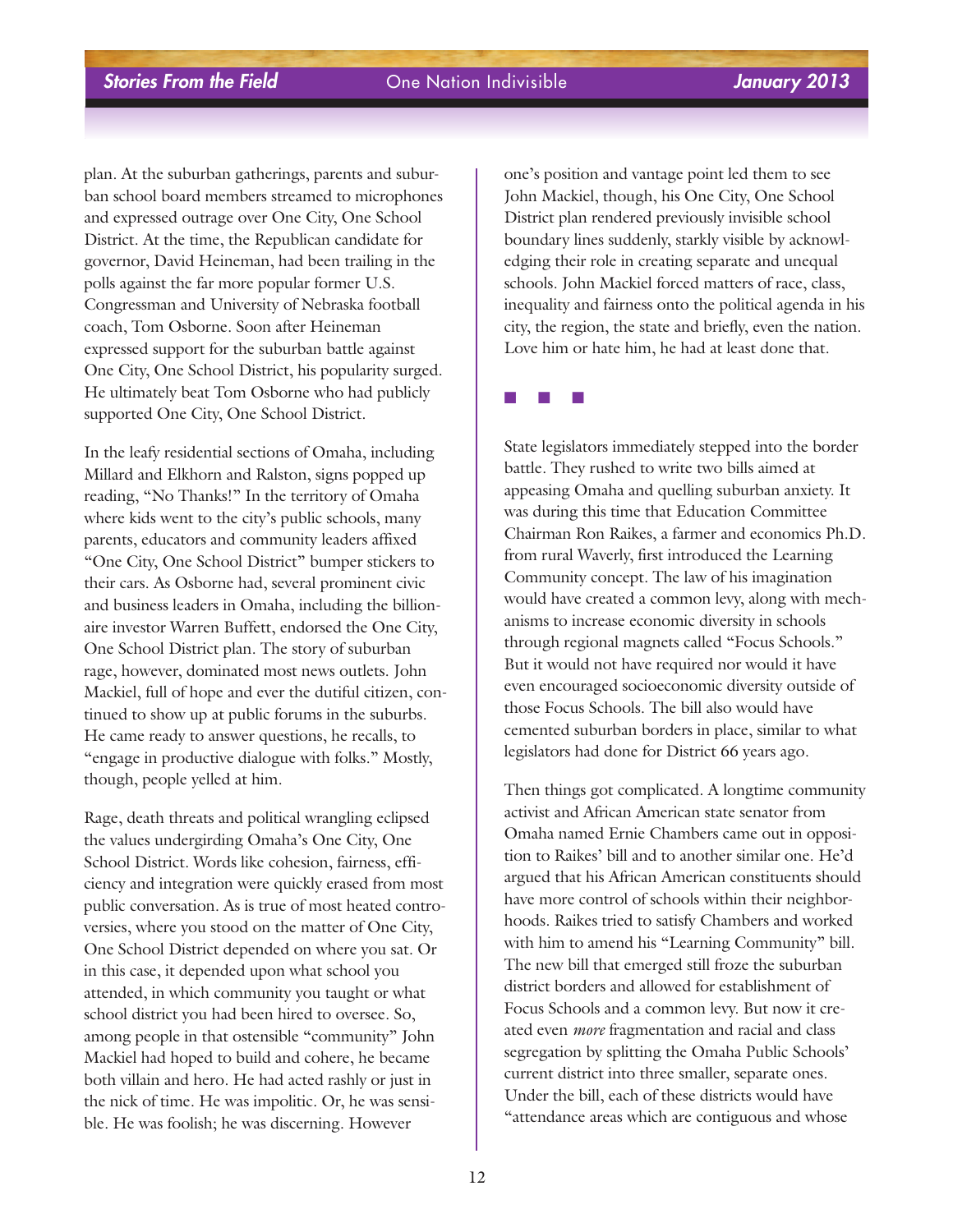plan. At the suburban gatherings, parents and suburban school board members streamed to microphones and expressed outrage over One City, One School District. At the time, the Republican candidate for governor, David Heineman, had been trailing in the polls against the far more popular former U.S. Congressman and University of Nebraska football coach, Tom Osborne. Soon after Heineman expressed support for the suburban battle against One City, One School District, his popularity surged. He ultimately beat Tom Osborne who had publicly supported One City, One School District.

In the leafy residential sections of Omaha, including Millard and Elkhorn and Ralston, signs popped up reading, "No Thanks!" In the territory of Omaha where kids went to the city's public schools, many parents, educators and community leaders affixed "One City, One School District" bumper stickers to their cars. As Osborne had, several prominent civic and business leaders in Omaha, including the billionaire investor Warren Buffett, endorsed the One City, One School District plan. The story of suburban rage, however, dominated most news outlets. John Mackiel, full of hope and ever the dutiful citizen, continued to show up at public forums in the suburbs. He came ready to answer questions, he recalls, to "engage in productive dialogue with folks." Mostly, though, people yelled at him.

Rage, death threats and political wrangling eclipsed the values undergirding Omaha's One City, One School District. Words like cohesion, fairness, efficiency and integration were quickly erased from most public conversation. As is true of most heated controversies, where you stood on the matter of One City, One School District depended on where you sat. Or in this case, it depended upon what school you attended, in which community you taught or what school district you had been hired to oversee. So, among people in that ostensible "community" John Mackiel had hoped to build and cohere, he became both villain and hero. He had acted rashly or just in the nick of time. He was impolitic. Or, he was sensible. He was foolish; he was discerning. However one's position and vantage point led them to see John Mackiel, though, his One City, One School District plan rendered previously invisible school boundary lines suddenly, starkly visible by acknowledging their role in creating separate and unequal schools. John Mackiel forced matters of race, class, inequality and fairness onto the political agenda in his city, the region, the state and briefly, even the nation. Love him or hate him, he had at least done that.

■ ■ ■

State legislators immediately stepped into the border battle. They rushed to write two bills aimed at appeasing Omaha and quelling suburban anxiety. It was during this time that Education Committee Chairman Ron Raikes, a farmer and economics Ph.D. from rural Waverly, first introduced the Learning Community concept. The law of his imagination would have created a common levy, along with mechanisms to increase economic diversity in schools through regional magnets called "Focus Schools." But it would not have required nor would it have even encouraged socioeconomic diversity outside of those Focus Schools. The bill also would have cemented suburban borders in place, similar to what legislators had done for District 66 years ago.

Then things got complicated. A longtime community activist and African American state senator from Omaha named Ernie Chambers came out in opposition to Raikes' bill and to another similar one. He'd argued that his African American constituents should have more control of schools within their neighborhoods. Raikes tried to satisfy Chambers and worked with him to amend his "Learning Community" bill. The new bill that emerged still froze the suburban district borders and allowed for establishment of Focus Schools and a common levy. But now it created even *more* fragmentation and racial and class segregation by splitting the Omaha Public Schools' current district into three smaller, separate ones. Under the bill, each of these districts would have "attendance areas which are contiguous and whose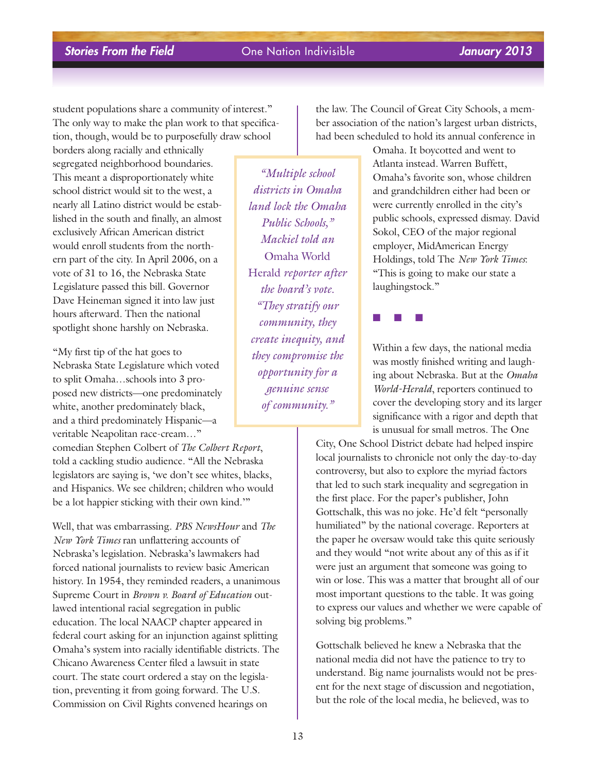student populations share a community of interest." The only way to make the plan work to that specification, though, would be to purposefully draw school borders along racially and ethnically segregated neighborhood boundaries. This meant a disproportionately white school district would sit to the west, a nearly all Latino district would be established in the south and finally, an almost exclusively African American district would enroll students from the northern part of the city. In April 2006, on a vote of 31 to 16, the Nebraska State Legislature passed this bill. Governor Dave Heineman signed it into law just hours afterward. Then the national spotlight shone harshly on Nebraska.

"My first tip of the hat goes to Nebraska State Legislature which voted to split Omaha…schools into 3 proposed new districts—one predominately white, another predominately black, and a third predominately Hispanic—a veritable Neapolitan race-cream…" comedian Stephen Colbert of *The Colbert Report*, told a cackling studio audience. "All the Nebraska legislators are saying is, 'we don't see whites, blacks, and Hispanics. We see children; children who would be a lot happier sticking with their own kind.'"

Well, that was embarrassing. *PBS NewsHour* and *The New York Times* ran unflattering accounts of Nebraska's legislation. Nebraska's lawmakers had forced national journalists to review basic American history. In 1954, they reminded readers, a unanimous Supreme Court in *Brown v. Board of Education* outlawed intentional racial segregation in public education. The local NAACP chapter appeared in federal court asking for an injunction against splitting Omaha's system into racially identifiable districts. The Chicano Awareness Center filed a lawsuit in state court. The state court ordered a stay on the legislation, preventing it from going forward. The U.S. Commission on Civil Rights convened hearings on the law. The Council of Great City Schools, a member association of the nation's largest urban districts, had been scheduled to hold its annual conference in Omaha. It boycotted and went to Atlanta instead. Warren Buffett, Omaha's favorite son, whose children and grandchildren either had been or were currently enrolled in the city's public schools, expressed dismay. David Sokol, CEO of the major regional employer, MidAmerican Energy Holdings, told The *New York Times*: "This is going to make our state a laughingstock."

> *"Multiple school districts in Omaha land lock the Omaha Public Schools," Mackiel told an* Omaha World Herald *reporter after the board's vote. "They stratify our community, they create inequity, and they compromise the opportunity for a genuine sense of community."*

■ ■ ■

Within a few days, the national media was mostly finished writing and laughing about Nebraska. But at the *Omaha World-Herald*, reporters continued to cover the developing story and its larger significance with a rigor and depth that is unusual for small metros. The One City, One School District debate had helped inspire local journalists to chronicle not only the day-to-day controversy, but also to explore the myriad factors that led to such stark inequality and segregation in the first place. For the paper's publisher, John Gottschalk, this was no joke. He'd felt "personally humiliated" by the national coverage. Reporters at the paper he oversaw would take this quite seriously and they would "not write about any of this as if it were just an argument that someone was going to win or lose. This was a matter that brought all of our most important questions to the table. It was going to express our values and whether we were capable of solving big problems."

Gottschalk believed he knew a Nebraska that the national media did not have the patience to try to understand. Big name journalists would not be present for the next stage of discussion and negotiation, but the role of the local media, he believed, was to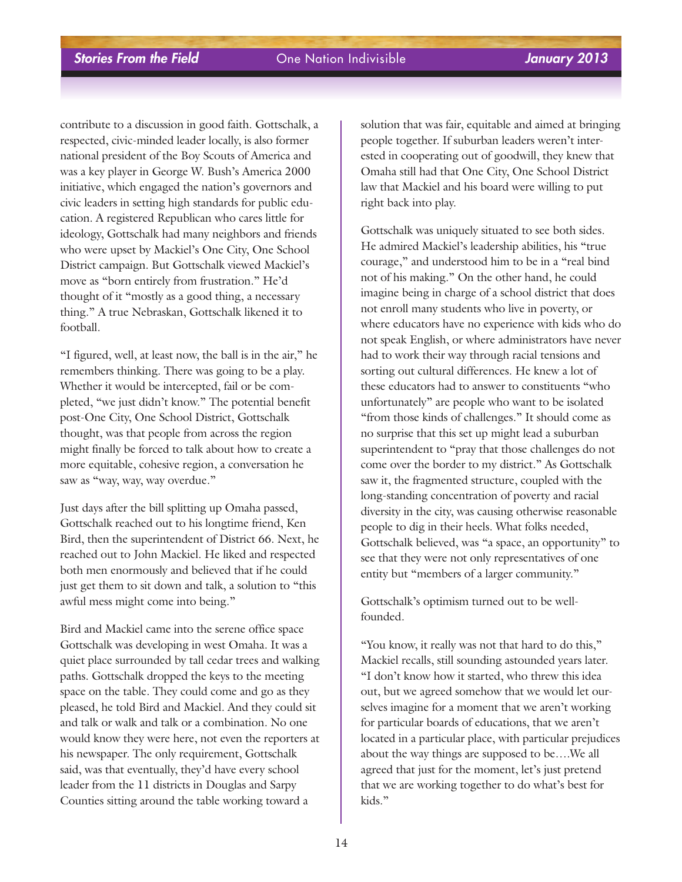contribute to a discussion in good faith. Gottschalk, a respected, civic-minded leader locally, is also former national president of the Boy Scouts of America and was a key player in George W. Bush's America 2000 initiative, which engaged the nation's governors and civic leaders in setting high standards for public education. A registered Republican who cares little for ideology, Gottschalk had many neighbors and friends who were upset by Mackiel's One City, One School District campaign. But Gottschalk viewed Mackiel's move as "born entirely from frustration." He'd thought of it "mostly as a good thing, a necessary thing." A true Nebraskan, Gottschalk likened it to football.

"I figured, well, at least now, the ball is in the air," he remembers thinking. There was going to be a play. Whether it would be intercepted, fail or be completed, "we just didn't know." The potential benefit post-One City, One School District, Gottschalk thought, was that people from across the region might finally be forced to talk about how to create a more equitable, cohesive region, a conversation he saw as "way, way, way overdue."

Just days after the bill splitting up Omaha passed, Gottschalk reached out to his longtime friend, Ken Bird, then the superintendent of District 66. Next, he reached out to John Mackiel. He liked and respected both men enormously and believed that if he could just get them to sit down and talk, a solution to "this awful mess might come into being."

Bird and Mackiel came into the serene office space Gottschalk was developing in west Omaha. It was a quiet place surrounded by tall cedar trees and walking paths. Gottschalk dropped the keys to the meeting space on the table. They could come and go as they pleased, he told Bird and Mackiel. And they could sit and talk or walk and talk or a combination. No one would know they were here, not even the reporters at his newspaper. The only requirement, Gottschalk said, was that eventually, they'd have every school leader from the 11 districts in Douglas and Sarpy Counties sitting around the table working toward a solution that was fair, equitable and aimed at bringing people together. If suburban leaders weren't interested in cooperating out of goodwill, they knew that Omaha still had that One City, One School District law that Mackiel and his board were willing to put right back into play.

Gottschalk was uniquely situated to see both sides. He admired Mackiel's leadership abilities, his "true courage," and understood him to be in a "real bind not of his making." On the other hand, he could imagine being in charge of a school district that does not enroll many students who live in poverty, or where educators have no experience with kids who do not speak English, or where administrators have never had to work their way through racial tensions and sorting out cultural differences. He knew a lot of these educators had to answer to constituents "who unfortunately" are people who want to be isolated "from those kinds of challenges." It should come as no surprise that this set up might lead a suburban superintendent to "pray that those challenges do not come over the border to my district." As Gottschalk saw it, the fragmented structure, coupled with the long-standing concentration of poverty and racial diversity in the city, was causing otherwise reasonable people to dig in their heels. What folks needed, Gottschalk believed, was "a space, an opportunity" to see that they were not only representatives of one entity but "members of a larger community."

Gottschalk's optimism turned out to be well-founded.

"You know, it really was not that hard to do this," Mackiel recalls, still sounding astounded years later. "I don't know how it started, who threw this idea out, but we agreed somehow that we would let ourselves imagine for a moment that we aren't working for particular boards of educations, that we aren't located in a particular place, with particular prejudices about the way things are supposed to be….We all agreed that just for the moment, let's just pretend that we are working together to do what's best for kids."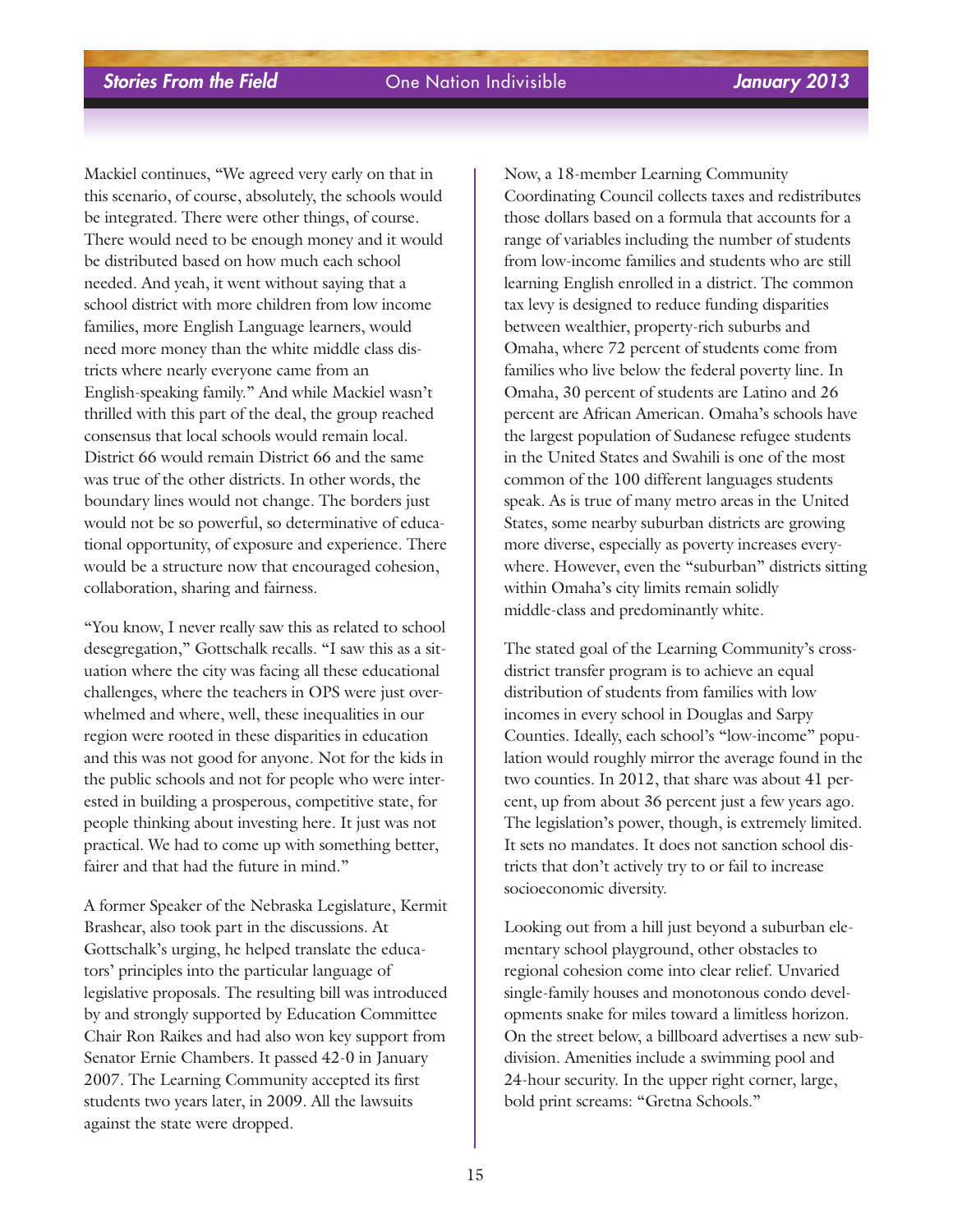Mackiel continues, "We agreed very early on that in this scenario, of course, absolutely, the schools would be integrated. There were other things, of course. There would need to be enough money and it would be distributed based on how much each school needed. And yeah, it went without saying that a school district with more children from low income families, more English Language learners, would need more money than the white middle class districts where nearly everyone came from an English-speaking family." And while Mackiel wasn't thrilled with this part of the deal, the group reached consensus that local schools would remain local. District 66 would remain District 66 and the same was true of the other districts. In other words, the boundary lines would not change. The borders just would not be so powerful, so determinative of educational opportunity, of exposure and experience. There would be a structure now that encouraged cohesion, collaboration, sharing and fairness.

"You know, I never really saw this as related to school desegregation," Gottschalk recalls. "I saw this as a situation where the city was facing all these educational challenges, where the teachers in OPS were just overwhelmed and where, well, these inequalities in our region were rooted in these disparities in education and this was not good for anyone. Not for the kids in the public schools and not for people who were interested in building a prosperous, competitive state, for people thinking about investing here. It just was not practical. We had to come up with something better, fairer and that had the future in mind."

A former Speaker of the Nebraska Legislature, Kermit Brashear, also took part in the discussions. At Gottschalk's urging, he helped translate the educators' principles into the particular language of legislative proposals. The resulting bill was introduced by and strongly supported by Education Committee Chair Ron Raikes and had also won key support from Senator Ernie Chambers. It passed 42-0 in January 2007. The Learning Community accepted its first students two years later, in 2009. All the lawsuits against the state were dropped.

Now, a 18-member Learning Community Coordinating Council collects taxes and redistributes those dollars based on a formula that accounts for a range of variables including the number of students from low-income families and students who are still learning English enrolled in a district. The common tax levy is designed to reduce funding disparities between wealthier, property-rich suburbs and Omaha, where 72 percent of students come from families who live below the federal poverty line. In Omaha, 30 percent of students are Latino and 26 percent are African American. Omaha's schools have the largest population of Sudanese refugee students in the United States and Swahili is one of the most common of the 100 different languages students speak. As is true of many metro areas in the United States, some nearby suburban districts are growing more diverse, especially as poverty increases everywhere. However, even the "suburban" districts sitting within Omaha's city limits remain solidly middle-class and predominantly white.

The stated goal of the Learning Community's cross-district transfer program is to achieve an equal distribution of students from families with low incomes in every school in Douglas and Sarpy Counties. Ideally, each school's "low-income" population would roughly mirror the average found in the two counties. In 2012, that share was about 41 percent, up from about 36 percent just a few years ago. The legislation's power, though, is extremely limited. It sets no mandates. It does not sanction school districts that don't actively try to or fail to increase socioeconomic diversity.

Looking out from a hill just beyond a suburban elementary school playground, other obstacles to regional cohesion come into clear relief. Unvaried single-family houses and monotonous condo developments snake for miles toward a limitless horizon. On the street below, a billboard advertises a new subdivision. Amenities include a swimming pool and 24-hour security. In the upper right corner, large, bold print screams: "Gretna Schools."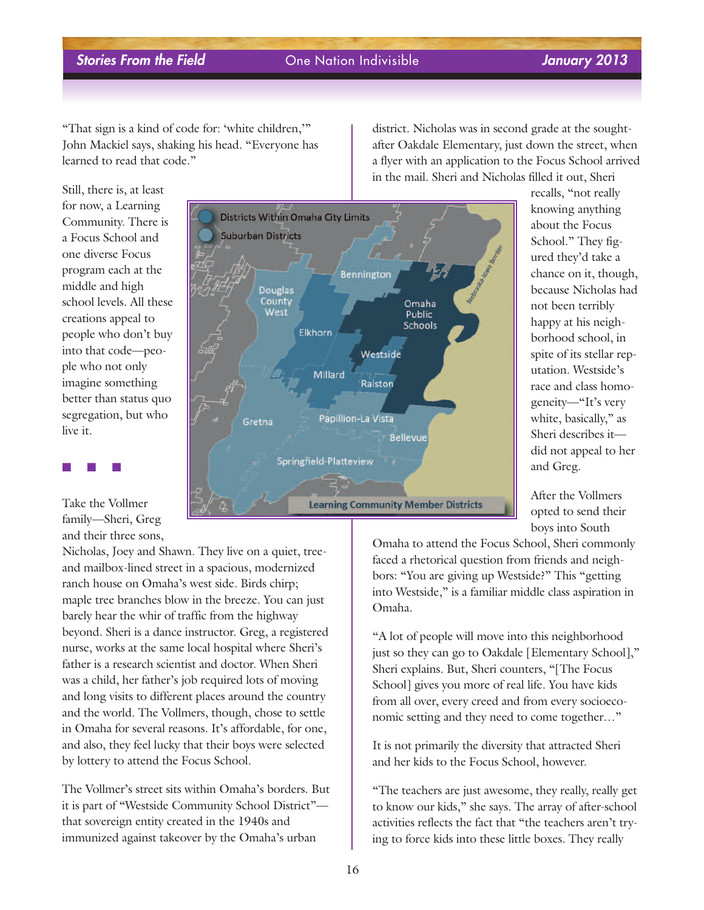"That sign is a kind of code for: 'white children,'" John Mackiel says, shaking his head. "Everyone has learned to read that code."

Still, there is, at least for now, a Learning Community. There is a Focus School and one diverse Focus program each at the middle and high school levels. All these creations appeal to people who don't buy into that code—people who not only imagine something better than status quo segregation, but who live it.

■ ■ ■

Take the Vollmer family—Sheri, Greg and their three sons, Nicholas, Joey and Shawn. They live on a quiet, tree- and mailbox-lined street in a spacious, modernized ranch house on Omaha's west side. Birds chirp; maple tree branches blow in the breeze. You can just barely hear the whir of traffic from the highway beyond. Sheri is a dance instructor. Greg, a registered nurse, works at the same local hospital where Sheri's father is a research scientist and doctor. When Sheri was a child, her father's job required lots of moving and long visits to different places around the country and the world. The Vollmers, though, chose to settle in Omaha for several reasons. It's affordable, for one, and also, they feel lucky that their boys were selected by lottery to attend the Focus School.

The Vollmer's street sits within Omaha's borders. But it is part of "Westside Community School District"—that sovereign entity created in the 1940s and immunized against takeover by the Omaha's urban district. Nicholas was in second grade at the sought-after Oakdale Elementary, just down the street, when a flyer with an application to the Focus School arrived in the mail. Sheri and Nicholas filled it out, Sheri recalls, "not really knowing anything about the Focus School." They figured they'd take a chance on it, though, because Nicholas had not been terribly happy at his neighborhood school, in spite of its stellar reputation. Westside's race and class homogeneity—"It's very white, basically," as Sheri describes it—did not appeal to her and Greg.

Districts Within Omaha City Limits

Suburban Districts

Bennington, Douglas County West, Omaha Public Schools, Elkhorn, Westside, Millard, Ralston, Gretna, Papillion-La Vista, Bellevue, Springfield-Platteview, Nebraska Iowa Border

Learning Community Member Districts

After the Vollmers opted to send their boys into South Omaha to attend the Focus School, Sheri commonly faced a rhetorical question from friends and neighbors: "You are giving up Westside?" This "getting into Westside," is a familiar middle class aspiration in Omaha.

"A lot of people will move into this neighborhood just so they can go to Oakdale [Elementary School]," Sheri explains. But, Sheri counters, "[The Focus School] gives you more of real life. You have kids from all over, every creed and from every socioeconomic setting and they need to come together…"

It is not primarily the diversity that attracted Sheri and her kids to the Focus School, however.

"The teachers are just awesome, they really, really get to know our kids," she says. The array of after-school activities reflects the fact that "the teachers aren't trying to force kids into these little boxes. They really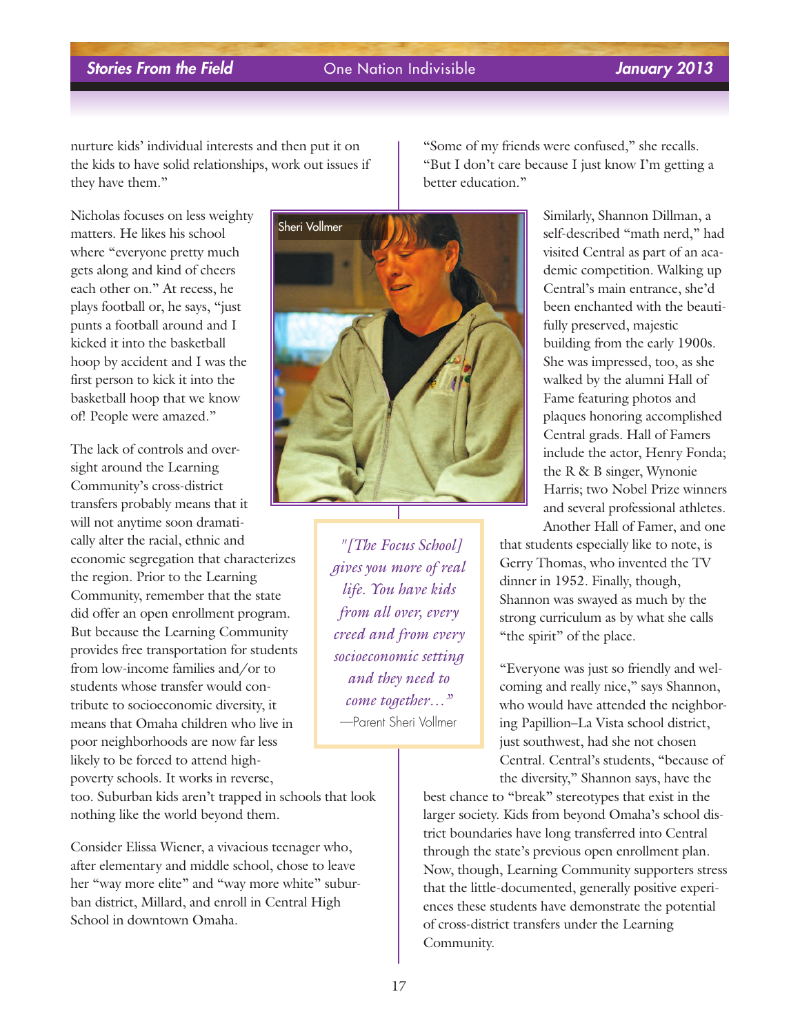nurture kids' individual interests and then put it on the kids to have solid relationships, work out issues if they have them."

Nicholas focuses on less weighty matters. He likes his school where "everyone pretty much gets along and kind of cheers each other on." At recess, he plays football or, he says, "just punts a football around and I kicked it into the basketball hoop by accident and I was the first person to kick it into the basketball hoop that we know of! People were amazed."

The lack of controls and oversight around the Learning Community's cross-district transfers probably means that it will not anytime soon dramatically alter the racial, ethnic and economic segregation that characterizes the region. Prior to the Learning Community, remember that the state did offer an open enrollment program. But because the Learning Community provides free transportation for students from low-income families and/or to students whose transfer would contribute to socioeconomic diversity, it means that Omaha children who live in poor neighborhoods are now far less likely to be forced to attend high-poverty schools. It works in reverse, too. Suburban kids aren't trapped in schools that look nothing like the world beyond them.

Consider Elissa Wiener, a vivacious teenager who, after elementary and middle school, chose to leave her "way more elite" and "way more white" suburban district, Millard, and enroll in Central High School in downtown Omaha.

Sheri Vollmer

> *"[The Focus School] gives you more of real life. You have kids from all over, every creed and from every socioeconomic setting and they need to come together…"*
>
> —Parent Sheri Vollmer

"Some of my friends were confused," she recalls. "But I don't care because I just know I'm getting a better education."

Similarly, Shannon Dillman, a self-described "math nerd," had visited Central as part of an academic competition. Walking up Central's main entrance, she'd been enchanted with the beautifully preserved, majestic building from the early 1900s. She was impressed, too, as she walked by the alumni Hall of Fame featuring photos and plaques honoring accomplished Central grads. Hall of Famers include the actor, Henry Fonda; the R & B singer, Wynonie Harris; two Nobel Prize winners and several professional athletes. Another Hall of Famer, and one that students especially like to note, is Gerry Thomas, who invented the TV dinner in 1952. Finally, though, Shannon was swayed as much by the strong curriculum as by what she calls "the spirit" of the place.

"Everyone was just so friendly and welcoming and really nice," says Shannon, who would have attended the neighboring Papillion–La Vista school district, just southwest, had she not chosen Central. Central's students, "because of the diversity," Shannon says, have the best chance to "break" stereotypes that exist in the larger society. Kids from beyond Omaha's school district boundaries have long transferred into Central through the state's previous open enrollment plan. Now, though, Learning Community supporters stress that the little-documented, generally positive experiences these students have demonstrate the potential of cross-district transfers under the Learning Community.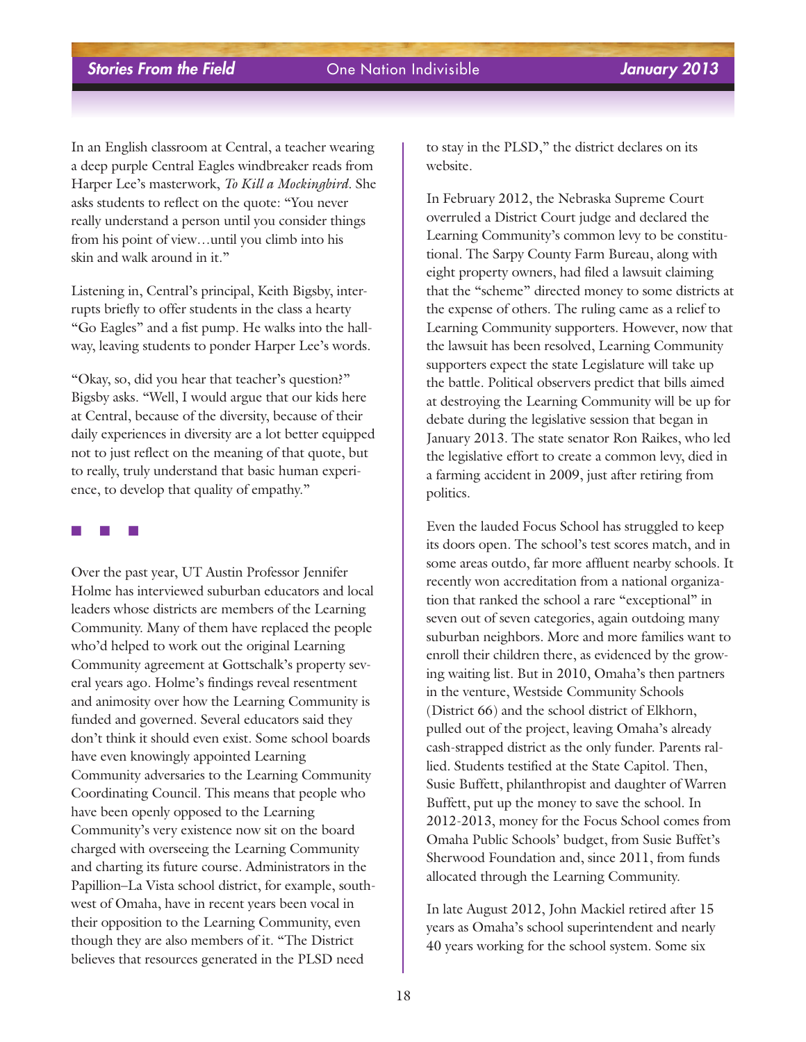In an English classroom at Central, a teacher wearing a deep purple Central Eagles windbreaker reads from Harper Lee's masterwork, *To Kill a Mockingbird*. She asks students to reflect on the quote: "You never really understand a person until you consider things from his point of view…until you climb into his skin and walk around in it."

Listening in, Central's principal, Keith Bigsby, interrupts briefly to offer students in the class a hearty "Go Eagles" and a fist pump. He walks into the hallway, leaving students to ponder Harper Lee's words.

"Okay, so, did you hear that teacher's question?" Bigsby asks. "Well, I would argue that our kids here at Central, because of the diversity, because of their daily experiences in diversity are a lot better equipped not to just reflect on the meaning of that quote, but to really, truly understand that basic human experience, to develop that quality of empathy."

■ ■ ■

Over the past year, UT Austin Professor Jennifer Holme has interviewed suburban educators and local leaders whose districts are members of the Learning Community. Many of them have replaced the people who'd helped to work out the original Learning Community agreement at Gottschalk's property several years ago. Holme's findings reveal resentment and animosity over how the Learning Community is funded and governed. Several educators said they don't think it should even exist. Some school boards have even knowingly appointed Learning Community adversaries to the Learning Community Coordinating Council. This means that people who have been openly opposed to the Learning Community's very existence now sit on the board charged with overseeing the Learning Community and charting its future course. Administrators in the Papillion–La Vista school district, for example, southwest of Omaha, have in recent years been vocal in their opposition to the Learning Community, even though they are also members of it. "The District believes that resources generated in the PLSD need to stay in the PLSD," the district declares on its website.

In February 2012, the Nebraska Supreme Court overruled a District Court judge and declared the Learning Community's common levy to be constitutional. The Sarpy County Farm Bureau, along with eight property owners, had filed a lawsuit claiming that the "scheme" directed money to some districts at the expense of others. The ruling came as a relief to Learning Community supporters. However, now that the lawsuit has been resolved, Learning Community supporters expect the state Legislature will take up the battle. Political observers predict that bills aimed at destroying the Learning Community will be up for debate during the legislative session that began in January 2013. The state senator Ron Raikes, who led the legislative effort to create a common levy, died in a farming accident in 2009, just after retiring from politics.

Even the lauded Focus School has struggled to keep its doors open. The school's test scores match, and in some areas outdo, far more affluent nearby schools. It recently won accreditation from a national organization that ranked the school a rare "exceptional" in seven out of seven categories, again outdoing many suburban neighbors. More and more families want to enroll their children there, as evidenced by the growing waiting list. But in 2010, Omaha's then partners in the venture, Westside Community Schools (District 66) and the school district of Elkhorn, pulled out of the project, leaving Omaha's already cash-strapped district as the only funder. Parents rallied. Students testified at the State Capitol. Then, Susie Buffett, philanthropist and daughter of Warren Buffett, put up the money to save the school. In 2012-2013, money for the Focus School comes from Omaha Public Schools' budget, from Susie Buffet's Sherwood Foundation and, since 2011, from funds allocated through the Learning Community.

In late August 2012, John Mackiel retired after 15 years as Omaha's school superintendent and nearly 40 years working for the school system. Some six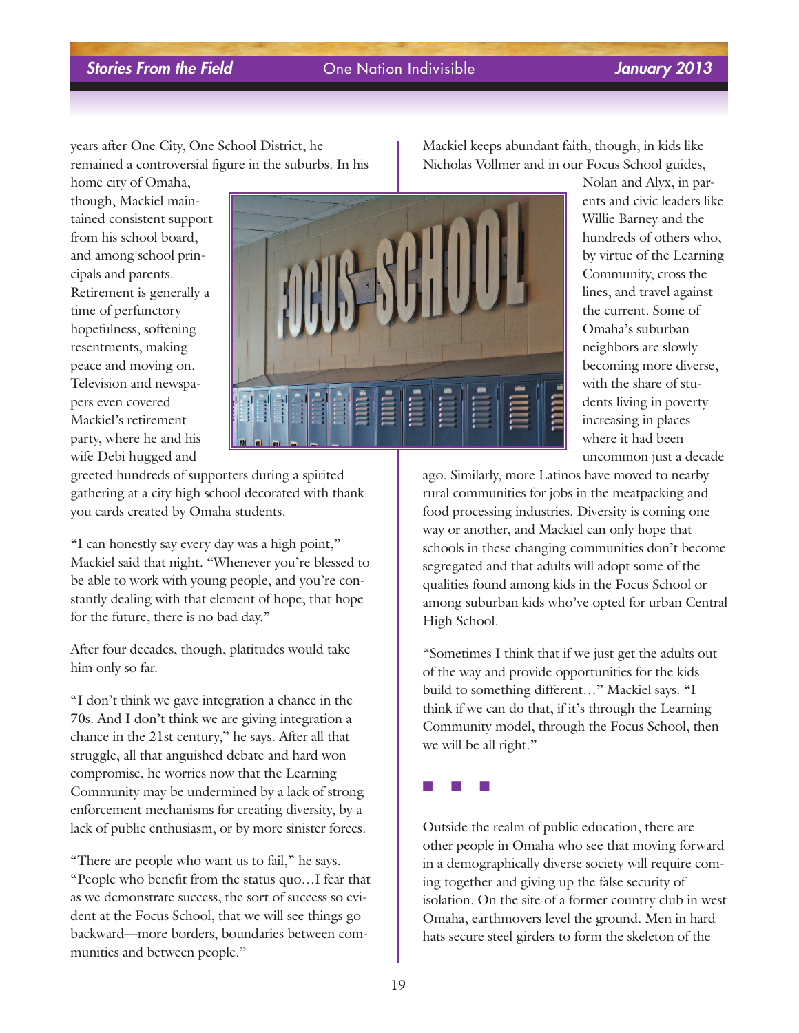years after One City, One School District, he remained a controversial figure in the suburbs. In his home city of Omaha, though, Mackiel maintained consistent support from his school board, and among school principals and parents. Retirement is generally a time of perfunctory hopefulness, softening resentments, making peace and moving on. Television and newspapers even covered Mackiel's retirement party, where he and his wife Debi hugged and greeted hundreds of supporters during a spirited gathering at a city high school decorated with thank you cards created by Omaha students.

"I can honestly say every day was a high point," Mackiel said that night. "Whenever you're blessed to be able to work with young people, and you're constantly dealing with that element of hope, that hope for the future, there is no bad day."

After four decades, though, platitudes would take him only so far.

"I don't think we gave integration a chance in the 70s. And I don't think we are giving integration a chance in the 21st century," he says. After all that struggle, all that anguished debate and hard won compromise, he worries now that the Learning Community may be undermined by a lack of strong enforcement mechanisms for creating diversity, by a lack of public enthusiasm, or by more sinister forces.

"There are people who want us to fail," he says. "People who benefit from the status quo…I fear that as we demonstrate success, the sort of success so evident at the Focus School, that we will see things go backward—more borders, boundaries between communities and between people."

Mackiel keeps abundant faith, though, in kids like Nicholas Vollmer and in our Focus School guides, Nolan and Alyx, in parents and civic leaders like Willie Barney and the hundreds of others who, by virtue of the Learning Community, cross the lines, and travel against the current. Some of Omaha's suburban neighbors are slowly becoming more diverse, with the share of students living in poverty increasing in places where it had been uncommon just a decade ago. Similarly, more Latinos have moved to nearby rural communities for jobs in the meatpacking and food processing industries. Diversity is coming one way or another, and Mackiel can only hope that schools in these changing communities don't become segregated and that adults will adopt some of the qualities found among kids in the Focus School or among suburban kids who've opted for urban Central High School.

"Sometimes I think that if we just get the adults out of the way and provide opportunities for the kids build to something different…" Mackiel says. "I think if we can do that, if it's through the Learning Community model, through the Focus School, then we will be all right."

■ ■ ■

Outside the realm of public education, there are other people in Omaha who see that moving forward in a demographically diverse society will require coming together and giving up the false security of isolation. On the site of a former country club in west Omaha, earthmovers level the ground. Men in hard hats secure steel girders to form the skeleton of the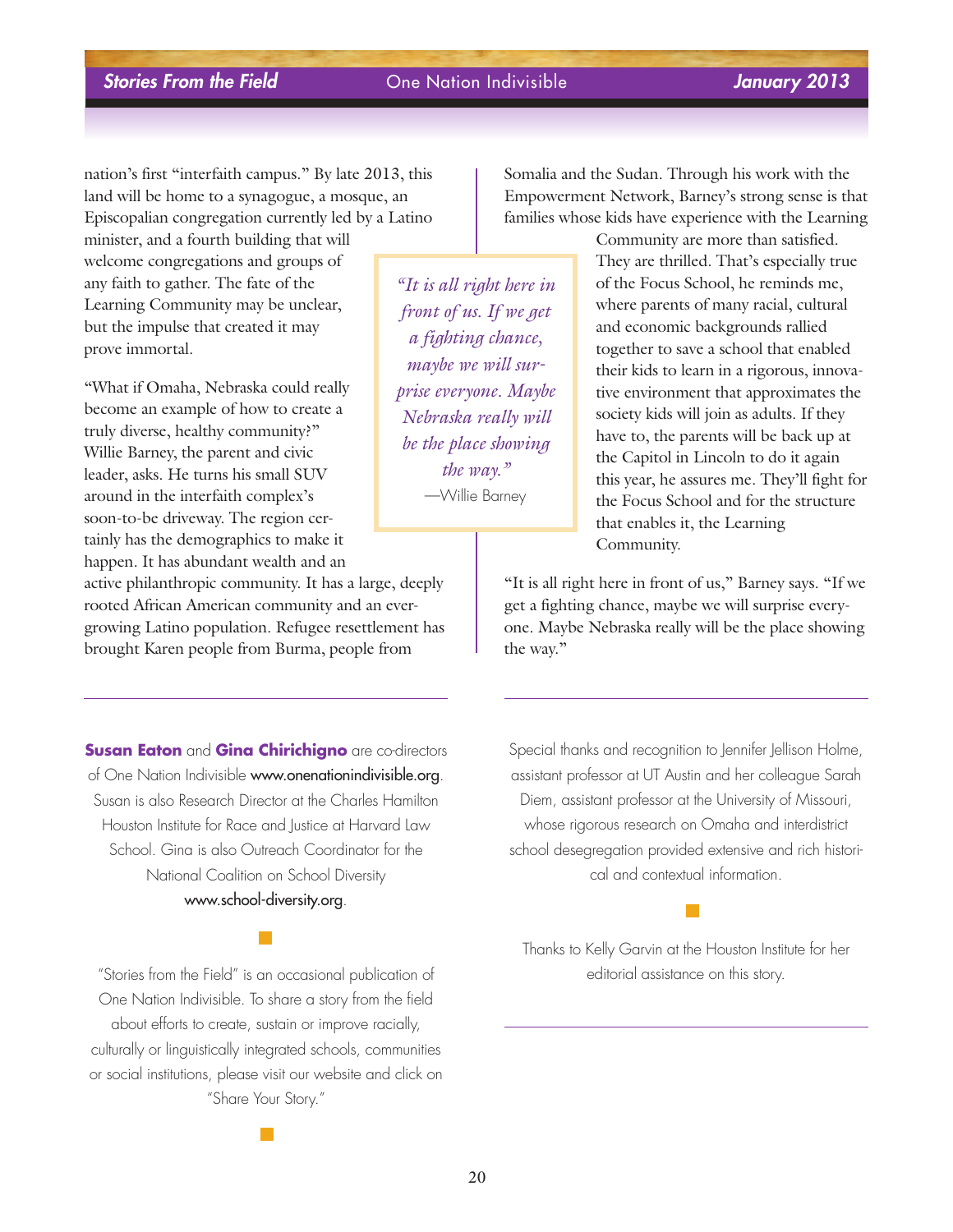nation's first "interfaith campus." By late 2013, this land will be home to a synagogue, a mosque, an Episcopalian congregation currently led by a Latino minister, and a fourth building that will welcome congregations and groups of any faith to gather. The fate of the Learning Community may be unclear, but the impulse that created it may prove immortal.

"What if Omaha, Nebraska could really become an example of how to create a truly diverse, healthy community?" Willie Barney, the parent and civic leader, asks. He turns his small SUV around in the interfaith complex's soon-to-be driveway. The region certainly has the demographics to make it happen. It has abundant wealth and an active philanthropic community. It has a large, deeply rooted African American community and an ever-growing Latino population. Refugee resettlement has brought Karen people from Burma, people from Somalia and the Sudan. Through his work with the Empowerment Network, Barney's strong sense is that families whose kids have experience with the Learning Community are more than satisfied. They are thrilled. That's especially true of the Focus School, he reminds me, where parents of many racial, cultural and economic backgrounds rallied together to save a school that enabled their kids to learn in a rigorous, innovative environment that approximates the society kids will join as adults. If they have to, the parents will be back up at the Capitol in Lincoln to do it again this year, he assures me. They'll fight for the Focus School and for the structure that enables it, the Learning Community.

> *"It is all right here in front of us. If we get a fighting chance, maybe we will surprise everyone. Maybe Nebraska really will be the place showing the way."*
> —Willie Barney

"It is all right here in front of us," Barney says. "If we get a fighting chance, maybe we will surprise everyone. Maybe Nebraska really will be the place showing the way."

---

**Susan Eaton** and **Gina Chirichigno** are co-directors of One Nation Indivisible www.onenationindivisible.org. Susan is also Research Director at the Charles Hamilton Houston Institute for Race and Justice at Harvard Law School. Gina is also Outreach Coordinator for the National Coalition on School Diversity www.school-diversity.org.

"Stories from the Field" is an occasional publication of One Nation Indivisible. To share a story from the field about efforts to create, sustain or improve racially, culturally or linguistically integrated schools, communities or social institutions, please visit our website and click on "Share Your Story."

Special thanks and recognition to Jennifer Jellison Holme, assistant professor at UT Austin and her colleague Sarah Diem, assistant professor at the University of Missouri, whose rigorous research on Omaha and interdistrict school desegregation provided extensive and rich historical and contextual information.

Thanks to Kelly Garvin at the Houston Institute for her editorial assistance on this story.